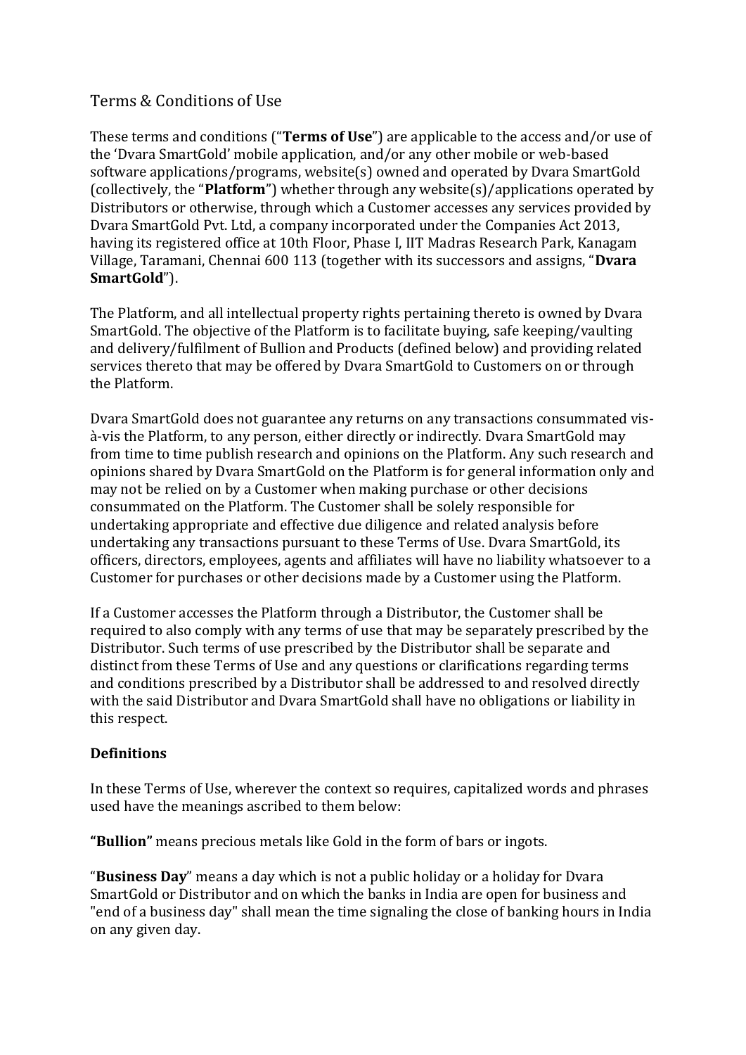# Terms & Conditions of Use

These terms and conditions ("**Terms of Use**") are applicable to the access and/or use of the 'Dvara SmartGold' mobile application, and/or any other mobile or web-based software applications/programs, website(s) owned and operated by Dvara SmartGold (collectively, the "**Platform**") whether through any website(s)/applications operated by Distributors or otherwise, through which a Customer accesses any services provided by Dvara SmartGold Pvt. Ltd, a company incorporated under the Companies Act 2013, having its registered office at 10th Floor, Phase I, IIT Madras Research Park, Kanagam Village, Taramani, Chennai 600 113 (together with its successors and assigns, "**Dvara SmartGold**").

The Platform, and all intellectual property rights pertaining thereto is owned by Dvara SmartGold. The objective of the Platform is to facilitate buying, safe keeping/vaulting and delivery/fulfilment of Bullion and Products (defined below) and providing related services thereto that may be offered by Dvara SmartGold to Customers on or through the Platform.

Dvara SmartGold does not guarantee any returns on any transactions consummated vis-à-vis the Platform, to any person, either directly or indirectly. Dvara SmartGold may from time to time publish research and opinions on the Platform. Any such research and opinions shared by Dvara SmartGold on the Platform is for general information only and may not be relied on by a Customer when making purchase or other decisions consummated on the Platform. The Customer shall be solely responsible for undertaking appropriate and effective due diligence and related analysis before undertaking any transactions pursuant to these Terms of Use. Dvara SmartGold, its officers, directors, employees, agents and affiliates will have no liability whatsoever to a Customer for purchases or other decisions made by a Customer using the Platform.

If a Customer accesses the Platform through a Distributor, the Customer shall be required to also comply with any terms of use that may be separately prescribed by the Distributor. Such terms of use prescribed by the Distributor shall be separate and distinct from these Terms of Use and any questions or clarifications regarding terms and conditions prescribed by a Distributor shall be addressed to and resolved directly with the said Distributor and Dvara SmartGold shall have no obligations or liability in this respect.

## Definitions

In these Terms of Use, wherever the context so requires, capitalized words and phrases used have the meanings ascribed to them below:

**"Bullion"** means precious metals like Gold in the form of bars or ingots.

"**Business Day**" means a day which is not a public holiday or a holiday for Dvara SmartGold or Distributor and on which the banks in India are open for business and "end of a business day" shall mean the time signaling the close of banking hours in India on any given day.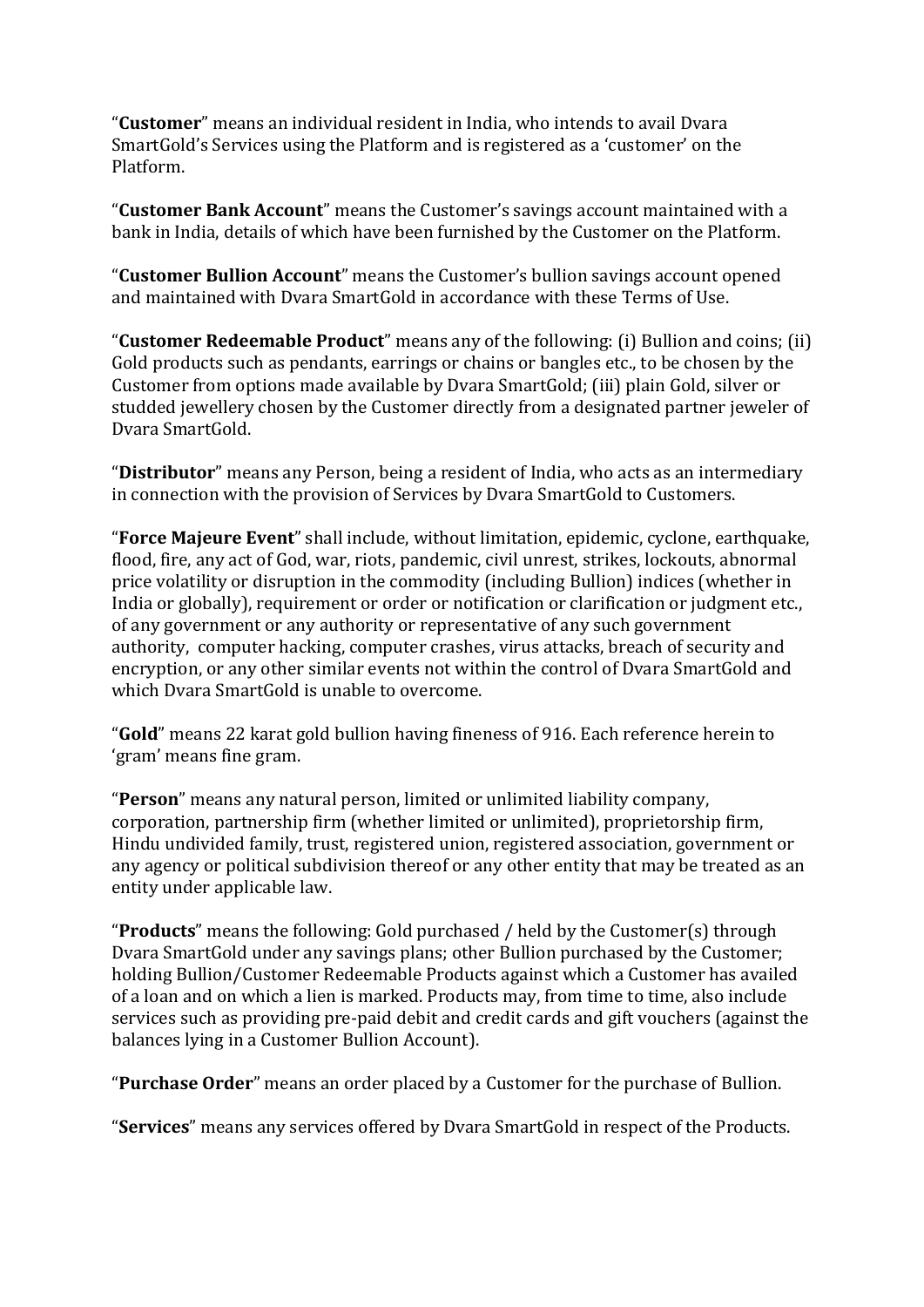"**Customer**" means an individual resident in India, who intends to avail Dvara SmartGold's Services using the Platform and is registered as a 'customer' on the Platform.

"**Customer Bank Account**" means the Customer's savings account maintained with a bank in India, details of which have been furnished by the Customer on the Platform.

"**Customer Bullion Account**" means the Customer's bullion savings account opened and maintained with Dvara SmartGold in accordance with these Terms of Use.

"**Customer Redeemable Product**" means any of the following: (i) Bullion and coins; (ii) Gold products such as pendants, earrings or chains or bangles etc., to be chosen by the Customer from options made available by Dvara SmartGold; (iii) plain Gold, silver or studded jewellery chosen by the Customer directly from a designated partner jeweler of Dvara SmartGold.

"**Distributor**" means any Person, being a resident of India, who acts as an intermediary in connection with the provision of Services by Dvara SmartGold to Customers.

"**Force Majeure Event**" shall include, without limitation, epidemic, cyclone, earthquake, flood, fire, any act of God, war, riots, pandemic, civil unrest, strikes, lockouts, abnormal price volatility or disruption in the commodity (including Bullion) indices (whether in India or globally), requirement or order or notification or clarification or judgment etc., of any government or any authority or representative of any such government authority, computer hacking, computer crashes, virus attacks, breach of security and encryption, or any other similar events not within the control of Dvara SmartGold and which Dvara SmartGold is unable to overcome.

"**Gold**" means 22 karat gold bullion having fineness of 916. Each reference herein to 'gram' means fine gram.

"**Person**" means any natural person, limited or unlimited liability company, corporation, partnership firm (whether limited or unlimited), proprietorship firm, Hindu undivided family, trust, registered union, registered association, government or any agency or political subdivision thereof or any other entity that may be treated as an entity under applicable law.

"**Products**" means the following: Gold purchased / held by the Customer(s) through Dvara SmartGold under any savings plans; other Bullion purchased by the Customer; holding Bullion/Customer Redeemable Products against which a Customer has availed of a loan and on which a lien is marked. Products may, from time to time, also include services such as providing pre-paid debit and credit cards and gift vouchers (against the balances lying in a Customer Bullion Account).

"**Purchase Order**" means an order placed by a Customer for the purchase of Bullion.

"**Services**" means any services offered by Dvara SmartGold in respect of the Products.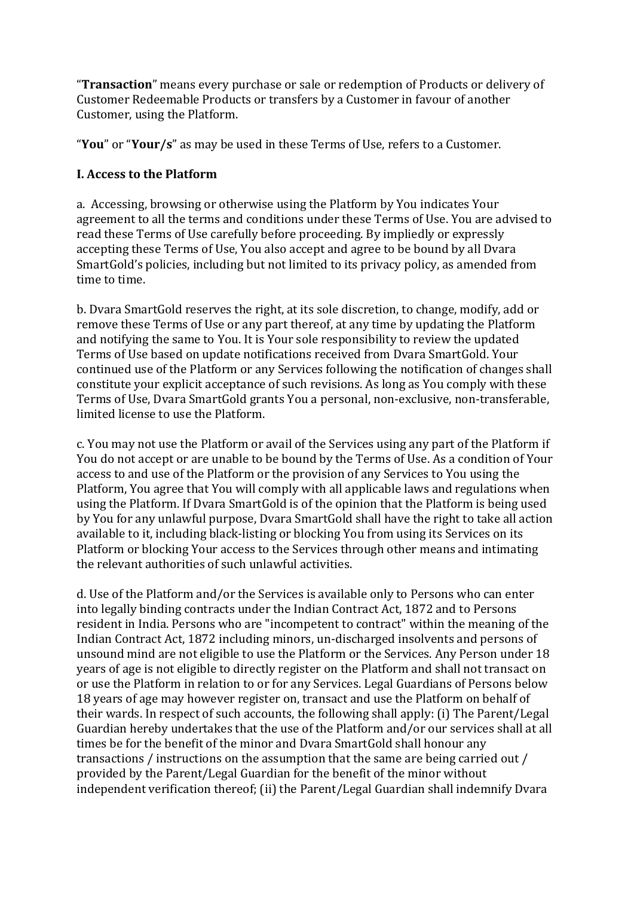"**Transaction**" means every purchase or sale or redemption of Products or delivery of Customer Redeemable Products or transfers by a Customer in favour of another Customer, using the Platform.

"**You**" or "**Your/s**" as may be used in these Terms of Use, refers to a Customer.

### I. Access to the Platform

a. Accessing, browsing or otherwise using the Platform by You indicates Your agreement to all the terms and conditions under these Terms of Use. You are advised to read these Terms of Use carefully before proceeding. By impliedly or expressly accepting these Terms of Use, You also accept and agree to be bound by all Dvara SmartGold's policies, including but not limited to its privacy policy, as amended from time to time.

b. Dvara SmartGold reserves the right, at its sole discretion, to change, modify, add or remove these Terms of Use or any part thereof, at any time by updating the Platform and notifying the same to You. It is Your sole responsibility to review the updated Terms of Use based on update notifications received from Dvara SmartGold. Your continued use of the Platform or any Services following the notification of changes shall constitute your explicit acceptance of such revisions. As long as You comply with these Terms of Use, Dvara SmartGold grants You a personal, non-exclusive, non-transferable, limited license to use the Platform.

c. You may not use the Platform or avail of the Services using any part of the Platform if You do not accept or are unable to be bound by the Terms of Use. As a condition of Your access to and use of the Platform or the provision of any Services to You using the Platform, You agree that You will comply with all applicable laws and regulations when using the Platform. If Dvara SmartGold is of the opinion that the Platform is being used by You for any unlawful purpose, Dvara SmartGold shall have the right to take all action available to it, including black-listing or blocking You from using its Services on its Platform or blocking Your access to the Services through other means and intimating the relevant authorities of such unlawful activities.

d. Use of the Platform and/or the Services is available only to Persons who can enter into legally binding contracts under the Indian Contract Act, 1872 and to Persons resident in India. Persons who are "incompetent to contract" within the meaning of the Indian Contract Act, 1872 including minors, un-discharged insolvents and persons of unsound mind are not eligible to use the Platform or the Services. Any Person under 18 years of age is not eligible to directly register on the Platform and shall not transact on or use the Platform in relation to or for any Services. Legal Guardians of Persons below 18 years of age may however register on, transact and use the Platform on behalf of their wards. In respect of such accounts, the following shall apply: (i) The Parent/Legal Guardian hereby undertakes that the use of the Platform and/or our services shall at all times be for the benefit of the minor and Dvara SmartGold shall honour any transactions / instructions on the assumption that the same are being carried out / provided by the Parent/Legal Guardian for the benefit of the minor without independent verification thereof; (ii) the Parent/Legal Guardian shall indemnify Dvara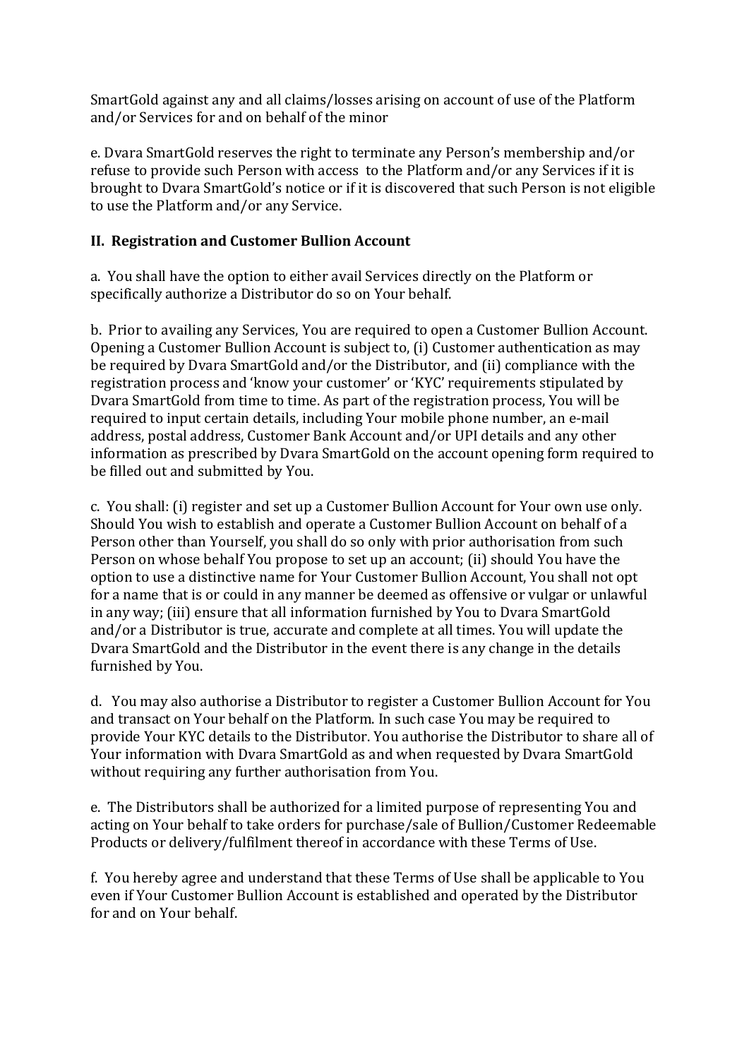SmartGold against any and all claims/losses arising on account of use of the Platform and/or Services for and on behalf of the minor

e. Dvara SmartGold reserves the right to terminate any Person's membership and/or refuse to provide such Person with access to the Platform and/or any Services if it is brought to Dvara SmartGold's notice or if it is discovered that such Person is not eligible to use the Platform and/or any Service.

## II. Registration and Customer Bullion Account

a. You shall have the option to either avail Services directly on the Platform or specifically authorize a Distributor do so on Your behalf.

b. Prior to availing any Services, You are required to open a Customer Bullion Account. Opening a Customer Bullion Account is subject to, (i) Customer authentication as may be required by Dvara SmartGold and/or the Distributor, and (ii) compliance with the registration process and 'know your customer' or 'KYC' requirements stipulated by Dvara SmartGold from time to time. As part of the registration process, You will be required to input certain details, including Your mobile phone number, an e-mail address, postal address, Customer Bank Account and/or UPI details and any other information as prescribed by Dvara SmartGold on the account opening form required to be filled out and submitted by You.

c. You shall: (i) register and set up a Customer Bullion Account for Your own use only. Should You wish to establish and operate a Customer Bullion Account on behalf of a Person other than Yourself, you shall do so only with prior authorisation from such Person on whose behalf You propose to set up an account; (ii) should You have the option to use a distinctive name for Your Customer Bullion Account, You shall not opt for a name that is or could in any manner be deemed as offensive or vulgar or unlawful in any way; (iii) ensure that all information furnished by You to Dvara SmartGold and/or a Distributor is true, accurate and complete at all times. You will update the Dvara SmartGold and the Distributor in the event there is any change in the details furnished by You.

d. You may also authorise a Distributor to register a Customer Bullion Account for You and transact on Your behalf on the Platform. In such case You may be required to provide Your KYC details to the Distributor. You authorise the Distributor to share all of Your information with Dvara SmartGold as and when requested by Dvara SmartGold without requiring any further authorisation from You.

e. The Distributors shall be authorized for a limited purpose of representing You and acting on Your behalf to take orders for purchase/sale of Bullion/Customer Redeemable Products or delivery/fulfilment thereof in accordance with these Terms of Use.

f. You hereby agree and understand that these Terms of Use shall be applicable to You even if Your Customer Bullion Account is established and operated by the Distributor for and on Your behalf.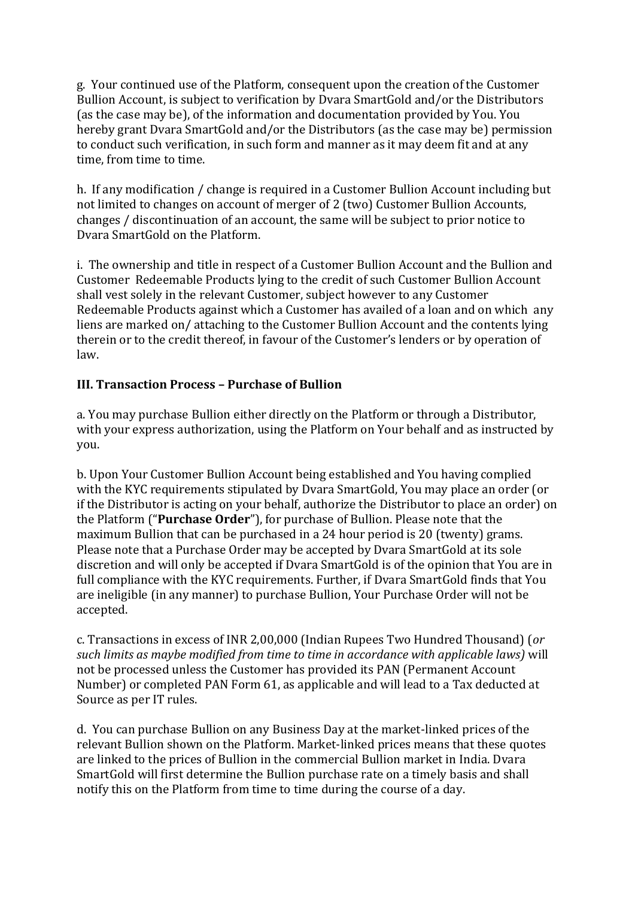g. Your continued use of the Platform, consequent upon the creation of the Customer Bullion Account, is subject to verification by Dvara SmartGold and/or the Distributors (as the case may be), of the information and documentation provided by You. You hereby grant Dvara SmartGold and/or the Distributors (as the case may be) permission to conduct such verification, in such form and manner as it may deem fit and at any time, from time to time.

h. If any modification / change is required in a Customer Bullion Account including but not limited to changes on account of merger of 2 (two) Customer Bullion Accounts, changes / discontinuation of an account, the same will be subject to prior notice to Dvara SmartGold on the Platform.

i. The ownership and title in respect of a Customer Bullion Account and the Bullion and Customer Redeemable Products lying to the credit of such Customer Bullion Account shall vest solely in the relevant Customer, subject however to any Customer Redeemable Products against which a Customer has availed of a loan and on which any liens are marked on/ attaching to the Customer Bullion Account and the contents lying therein or to the credit thereof, in favour of the Customer's lenders or by operation of law.

### III. Transaction Process – Purchase of Bullion

a. You may purchase Bullion either directly on the Platform or through a Distributor, with your express authorization, using the Platform on Your behalf and as instructed by you.

b. Upon Your Customer Bullion Account being established and You having complied with the KYC requirements stipulated by Dvara SmartGold, You may place an order (or if the Distributor is acting on your behalf, authorize the Distributor to place an order) on the Platform ("**Purchase Order**"), for purchase of Bullion. Please note that the maximum Bullion that can be purchased in a 24 hour period is 20 (twenty) grams. Please note that a Purchase Order may be accepted by Dvara SmartGold at its sole discretion and will only be accepted if Dvara SmartGold is of the opinion that You are in full compliance with the KYC requirements. Further, if Dvara SmartGold finds that You are ineligible (in any manner) to purchase Bullion, Your Purchase Order will not be accepted.

c. Transactions in excess of INR 2,00,000 (Indian Rupees Two Hundred Thousand) (*or such limits as maybe modified from time to time in accordance with applicable laws)* will not be processed unless the Customer has provided its PAN (Permanent Account Number) or completed PAN Form 61, as applicable and will lead to a Tax deducted at Source as per IT rules.

d. You can purchase Bullion on any Business Day at the market-linked prices of the relevant Bullion shown on the Platform. Market-linked prices means that these quotes are linked to the prices of Bullion in the commercial Bullion market in India. Dvara SmartGold will first determine the Bullion purchase rate on a timely basis and shall notify this on the Platform from time to time during the course of a day.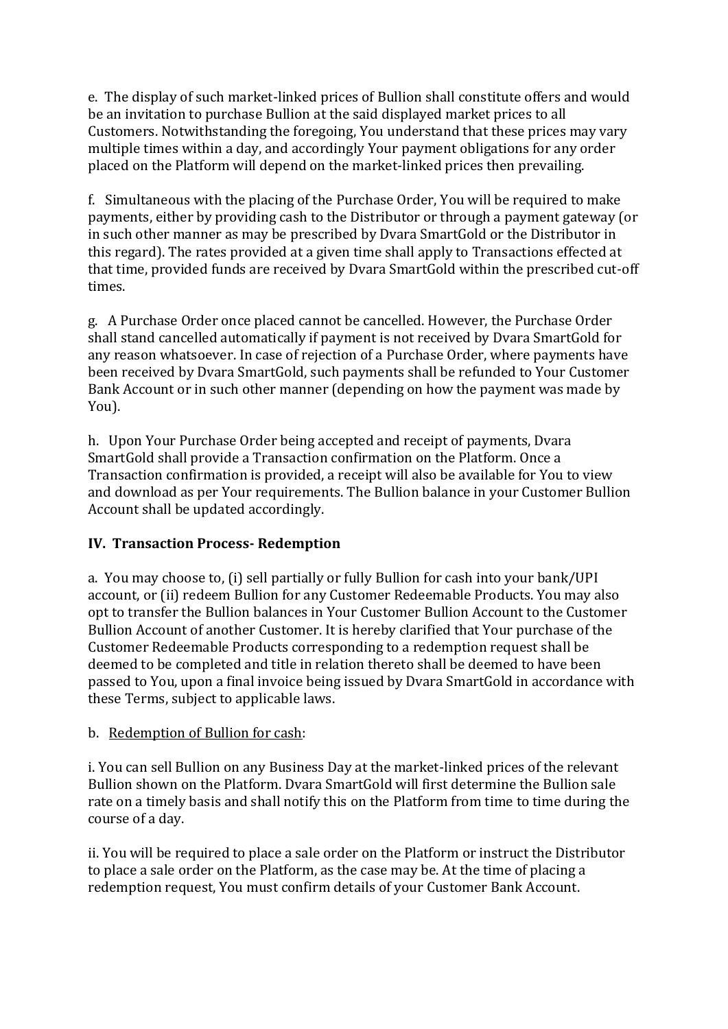e. The display of such market-linked prices of Bullion shall constitute offers and would be an invitation to purchase Bullion at the said displayed market prices to all Customers. Notwithstanding the foregoing, You understand that these prices may vary multiple times within a day, and accordingly Your payment obligations for any order placed on the Platform will depend on the market-linked prices then prevailing.

f. Simultaneous with the placing of the Purchase Order, You will be required to make payments, either by providing cash to the Distributor or through a payment gateway (or in such other manner as may be prescribed by Dvara SmartGold or the Distributor in this regard). The rates provided at a given time shall apply to Transactions effected at that time, provided funds are received by Dvara SmartGold within the prescribed cut-off times.

g. A Purchase Order once placed cannot be cancelled. However, the Purchase Order shall stand cancelled automatically if payment is not received by Dvara SmartGold for any reason whatsoever. In case of rejection of a Purchase Order, where payments have been received by Dvara SmartGold, such payments shall be refunded to Your Customer Bank Account or in such other manner (depending on how the payment was made by You).

h. Upon Your Purchase Order being accepted and receipt of payments, Dvara SmartGold shall provide a Transaction confirmation on the Platform. Once a Transaction confirmation is provided, a receipt will also be available for You to view and download as per Your requirements. The Bullion balance in your Customer Bullion Account shall be updated accordingly.

## IV. Transaction Process- Redemption

a. You may choose to, (i) sell partially or fully Bullion for cash into your bank/UPI account, or (ii) redeem Bullion for any Customer Redeemable Products. You may also opt to transfer the Bullion balances in Your Customer Bullion Account to the Customer Bullion Account of another Customer. It is hereby clarified that Your purchase of the Customer Redeemable Products corresponding to a redemption request shall be deemed to be completed and title in relation thereto shall be deemed to have been passed to You, upon a final invoice being issued by Dvara SmartGold in accordance with these Terms, subject to applicable laws.

b. Redemption of Bullion for cash:

i. You can sell Bullion on any Business Day at the market-linked prices of the relevant Bullion shown on the Platform. Dvara SmartGold will first determine the Bullion sale rate on a timely basis and shall notify this on the Platform from time to time during the course of a day.

ii. You will be required to place a sale order on the Platform or instruct the Distributor to place a sale order on the Platform, as the case may be. At the time of placing a redemption request, You must confirm details of your Customer Bank Account.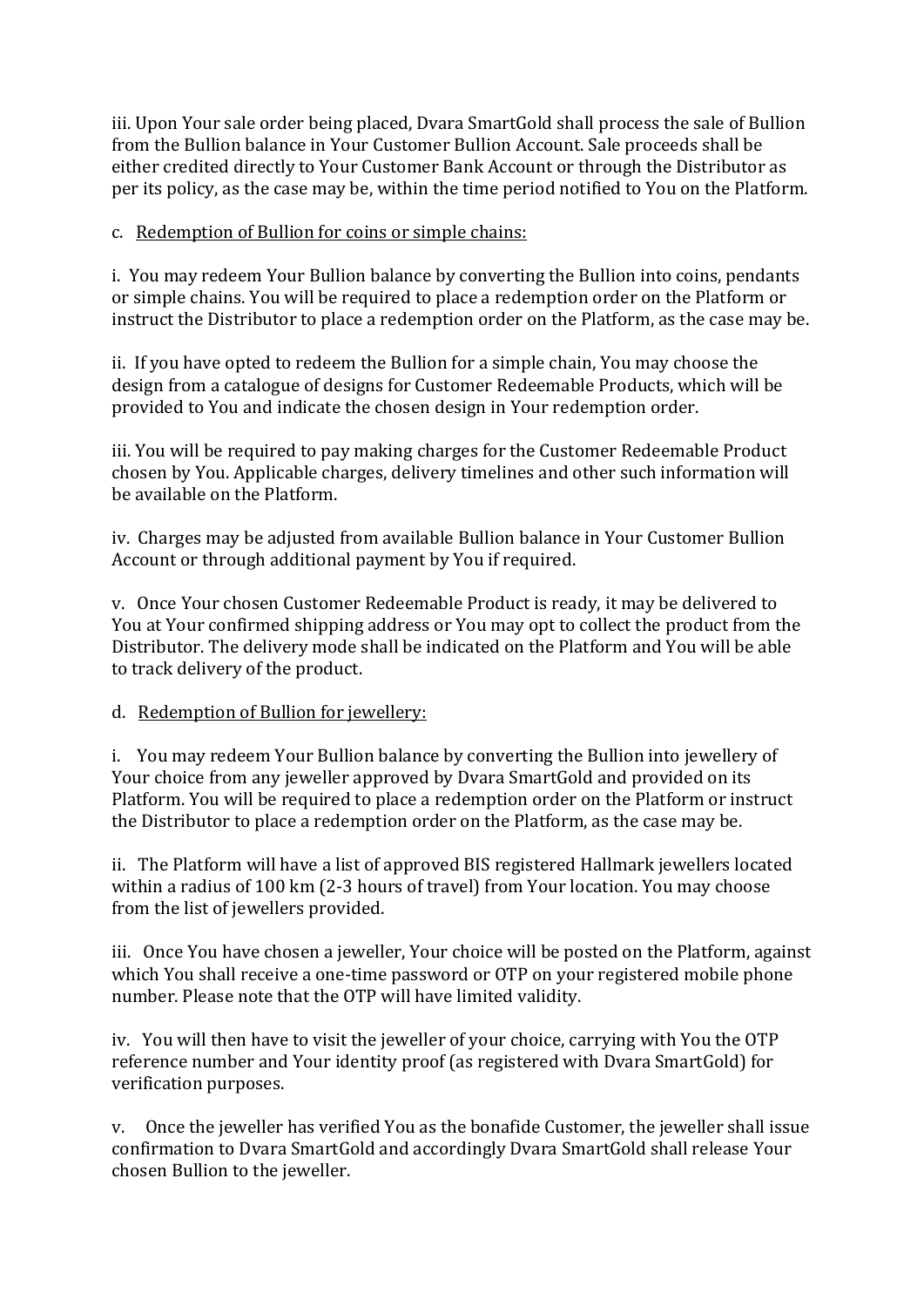iii. Upon Your sale order being placed, Dvara SmartGold shall process the sale of Bullion from the Bullion balance in Your Customer Bullion Account. Sale proceeds shall be either credited directly to Your Customer Bank Account or through the Distributor as per its policy, as the case may be, within the time period notified to You on the Platform.

c. <u>Redemption of Bullion for coins or simple chains:</u>

i. You may redeem Your Bullion balance by converting the Bullion into coins, pendants or simple chains. You will be required to place a redemption order on the Platform or instruct the Distributor to place a redemption order on the Platform, as the case may be.

ii. If you have opted to redeem the Bullion for a simple chain, You may choose the design from a catalogue of designs for Customer Redeemable Products, which will be provided to You and indicate the chosen design in Your redemption order.

iii. You will be required to pay making charges for the Customer Redeemable Product chosen by You. Applicable charges, delivery timelines and other such information will be available on the Platform.

iv. Charges may be adjusted from available Bullion balance in Your Customer Bullion Account or through additional payment by You if required.

v. Once Your chosen Customer Redeemable Product is ready, it may be delivered to You at Your confirmed shipping address or You may opt to collect the product from the Distributor. The delivery mode shall be indicated on the Platform and You will be able to track delivery of the product.

d. <u>Redemption of Bullion for jewellery:</u>

i. You may redeem Your Bullion balance by converting the Bullion into jewellery of Your choice from any jeweller approved by Dvara SmartGold and provided on its Platform. You will be required to place a redemption order on the Platform or instruct the Distributor to place a redemption order on the Platform, as the case may be.

ii. The Platform will have a list of approved BIS registered Hallmark jewellers located within a radius of 100 km (2-3 hours of travel) from Your location. You may choose from the list of jewellers provided.

iii. Once You have chosen a jeweller, Your choice will be posted on the Platform, against which You shall receive a one-time password or OTP on your registered mobile phone number. Please note that the OTP will have limited validity.

iv. You will then have to visit the jeweller of your choice, carrying with You the OTP reference number and Your identity proof (as registered with Dvara SmartGold) for verification purposes.

v. Once the jeweller has verified You as the bonafide Customer, the jeweller shall issue confirmation to Dvara SmartGold and accordingly Dvara SmartGold shall release Your chosen Bullion to the jeweller.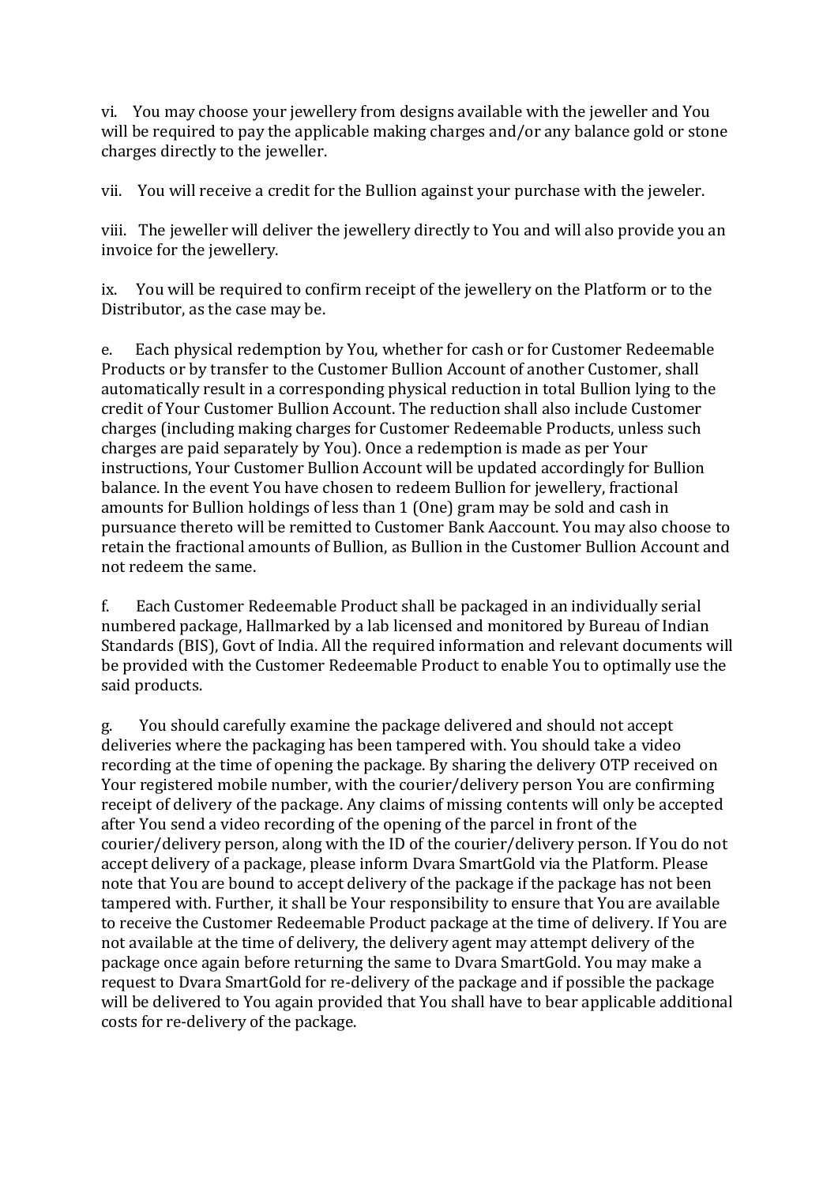vi. You may choose your jewellery from designs available with the jeweller and You will be required to pay the applicable making charges and/or any balance gold or stone charges directly to the jeweller.

vii. You will receive a credit for the Bullion against your purchase with the jeweler.

viii. The jeweller will deliver the jewellery directly to You and will also provide you an invoice for the jewellery.

ix. You will be required to confirm receipt of the jewellery on the Platform or to the Distributor, as the case may be.

e. Each physical redemption by You, whether for cash or for Customer Redeemable Products or by transfer to the Customer Bullion Account of another Customer, shall automatically result in a corresponding physical reduction in total Bullion lying to the credit of Your Customer Bullion Account. The reduction shall also include Customer charges (including making charges for Customer Redeemable Products, unless such charges are paid separately by You). Once a redemption is made as per Your instructions, Your Customer Bullion Account will be updated accordingly for Bullion balance. In the event You have chosen to redeem Bullion for jewellery, fractional amounts for Bullion holdings of less than 1 (One) gram may be sold and cash in pursuance thereto will be remitted to Customer Bank Aaccount. You may also choose to retain the fractional amounts of Bullion, as Bullion in the Customer Bullion Account and not redeem the same.

f. Each Customer Redeemable Product shall be packaged in an individually serial numbered package, Hallmarked by a lab licensed and monitored by Bureau of Indian Standards (BIS), Govt of India. All the required information and relevant documents will be provided with the Customer Redeemable Product to enable You to optimally use the said products.

g. You should carefully examine the package delivered and should not accept deliveries where the packaging has been tampered with. You should take a video recording at the time of opening the package. By sharing the delivery OTP received on Your registered mobile number, with the courier/delivery person You are confirming receipt of delivery of the package. Any claims of missing contents will only be accepted after You send a video recording of the opening of the parcel in front of the courier/delivery person, along with the ID of the courier/delivery person. If You do not accept delivery of a package, please inform Dvara SmartGold via the Platform. Please note that You are bound to accept delivery of the package if the package has not been tampered with. Further, it shall be Your responsibility to ensure that You are available to receive the Customer Redeemable Product package at the time of delivery. If You are not available at the time of delivery, the delivery agent may attempt delivery of the package once again before returning the same to Dvara SmartGold. You may make a request to Dvara SmartGold for re-delivery of the package and if possible the package will be delivered to You again provided that You shall have to bear applicable additional costs for re-delivery of the package.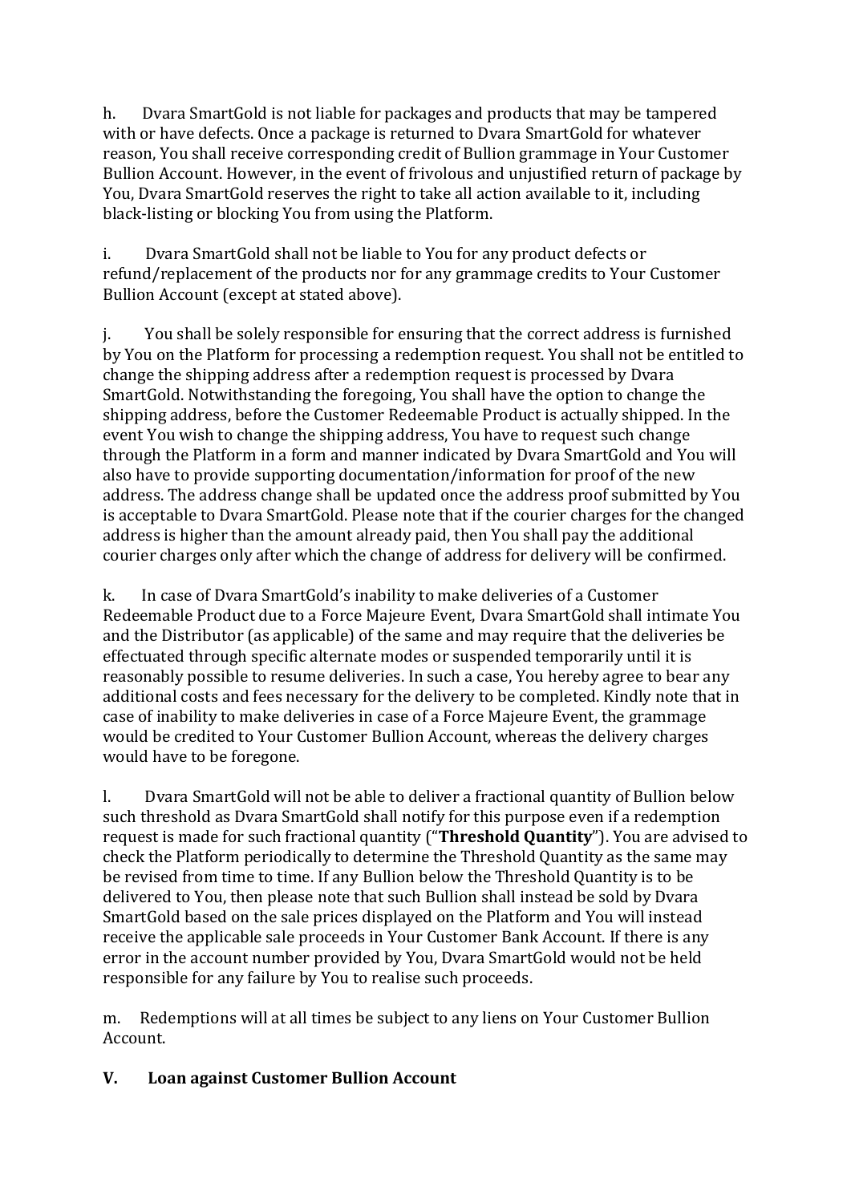h. Dvara SmartGold is not liable for packages and products that may be tampered with or have defects. Once a package is returned to Dvara SmartGold for whatever reason, You shall receive corresponding credit of Bullion grammage in Your Customer Bullion Account. However, in the event of frivolous and unjustified return of package by You, Dvara SmartGold reserves the right to take all action available to it, including black-listing or blocking You from using the Platform.

i. Dvara SmartGold shall not be liable to You for any product defects or refund/replacement of the products nor for any grammage credits to Your Customer Bullion Account (except at stated above).

j. You shall be solely responsible for ensuring that the correct address is furnished by You on the Platform for processing a redemption request. You shall not be entitled to change the shipping address after a redemption request is processed by Dvara SmartGold. Notwithstanding the foregoing, You shall have the option to change the shipping address, before the Customer Redeemable Product is actually shipped. In the event You wish to change the shipping address, You have to request such change through the Platform in a form and manner indicated by Dvara SmartGold and You will also have to provide supporting documentation/information for proof of the new address. The address change shall be updated once the address proof submitted by You is acceptable to Dvara SmartGold. Please note that if the courier charges for the changed address is higher than the amount already paid, then You shall pay the additional courier charges only after which the change of address for delivery will be confirmed.

k. In case of Dvara SmartGold's inability to make deliveries of a Customer Redeemable Product due to a Force Majeure Event, Dvara SmartGold shall intimate You and the Distributor (as applicable) of the same and may require that the deliveries be effectuated through specific alternate modes or suspended temporarily until it is reasonably possible to resume deliveries. In such a case, You hereby agree to bear any additional costs and fees necessary for the delivery to be completed. Kindly note that in case of inability to make deliveries in case of a Force Majeure Event, the grammage would be credited to Your Customer Bullion Account, whereas the delivery charges would have to be foregone.

l. Dvara SmartGold will not be able to deliver a fractional quantity of Bullion below such threshold as Dvara SmartGold shall notify for this purpose even if a redemption request is made for such fractional quantity ("**Threshold Quantity**"). You are advised to check the Platform periodically to determine the Threshold Quantity as the same may be revised from time to time. If any Bullion below the Threshold Quantity is to be delivered to You, then please note that such Bullion shall instead be sold by Dvara SmartGold based on the sale prices displayed on the Platform and You will instead receive the applicable sale proceeds in Your Customer Bank Account. If there is any error in the account number provided by You, Dvara SmartGold would not be held responsible for any failure by You to realise such proceeds.

m. Redemptions will at all times be subject to any liens on Your Customer Bullion Account.

## V. Loan against Customer Bullion Account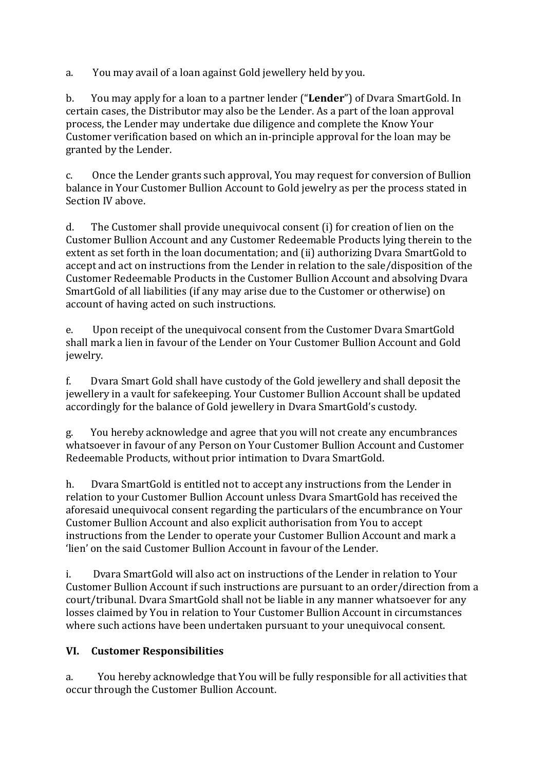a. You may avail of a loan against Gold jewellery held by you.

b. You may apply for a loan to a partner lender ("**Lender**") of Dvara SmartGold. In certain cases, the Distributor may also be the Lender. As a part of the loan approval process, the Lender may undertake due diligence and complete the Know Your Customer verification based on which an in-principle approval for the loan may be granted by the Lender.

c. Once the Lender grants such approval, You may request for conversion of Bullion balance in Your Customer Bullion Account to Gold jewelry as per the process stated in Section IV above.

d. The Customer shall provide unequivocal consent (i) for creation of lien on the Customer Bullion Account and any Customer Redeemable Products lying therein to the extent as set forth in the loan documentation; and (ii) authorizing Dvara SmartGold to accept and act on instructions from the Lender in relation to the sale/disposition of the Customer Redeemable Products in the Customer Bullion Account and absolving Dvara SmartGold of all liabilities (if any may arise due to the Customer or otherwise) on account of having acted on such instructions.

e. Upon receipt of the unequivocal consent from the Customer Dvara SmartGold shall mark a lien in favour of the Lender on Your Customer Bullion Account and Gold jewelry.

f. Dvara Smart Gold shall have custody of the Gold jewellery and shall deposit the jewellery in a vault for safekeeping. Your Customer Bullion Account shall be updated accordingly for the balance of Gold jewellery in Dvara SmartGold's custody.

g. You hereby acknowledge and agree that you will not create any encumbrances whatsoever in favour of any Person on Your Customer Bullion Account and Customer Redeemable Products, without prior intimation to Dvara SmartGold.

h. Dvara SmartGold is entitled not to accept any instructions from the Lender in relation to your Customer Bullion Account unless Dvara SmartGold has received the aforesaid unequivocal consent regarding the particulars of the encumbrance on Your Customer Bullion Account and also explicit authorisation from You to accept instructions from the Lender to operate your Customer Bullion Account and mark a 'lien' on the said Customer Bullion Account in favour of the Lender.

i. Dvara SmartGold will also act on instructions of the Lender in relation to Your Customer Bullion Account if such instructions are pursuant to an order/direction from a court/tribunal. Dvara SmartGold shall not be liable in any manner whatsoever for any losses claimed by You in relation to Your Customer Bullion Account in circumstances where such actions have been undertaken pursuant to your unequivocal consent.

## VI. Customer Responsibilities

a. You hereby acknowledge that You will be fully responsible for all activities that occur through the Customer Bullion Account.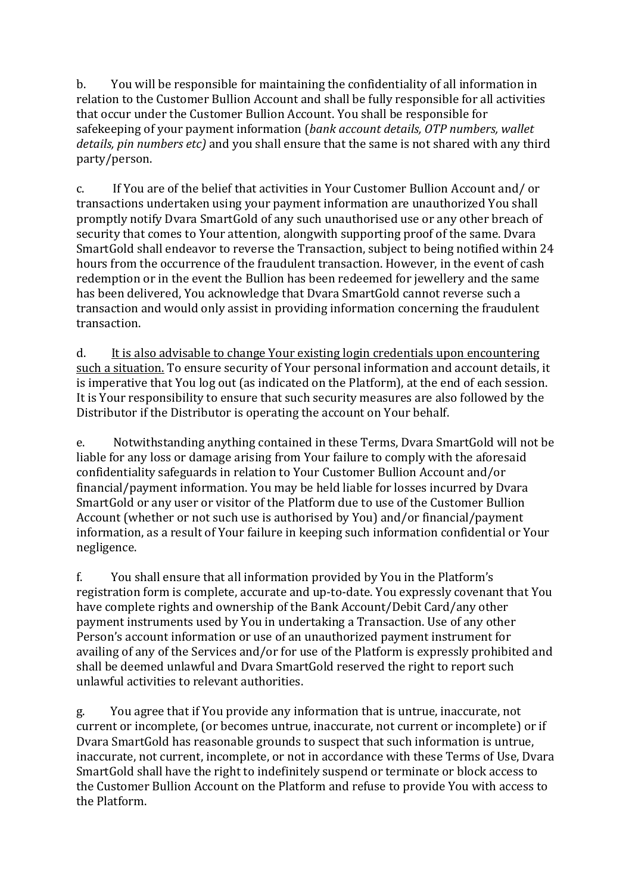b. You will be responsible for maintaining the confidentiality of all information in relation to the Customer Bullion Account and shall be fully responsible for all activities that occur under the Customer Bullion Account. You shall be responsible for safekeeping of your payment information (*bank account details, OTP numbers, wallet details, pin numbers etc)* and you shall ensure that the same is not shared with any third party/person.

c. If You are of the belief that activities in Your Customer Bullion Account and/ or transactions undertaken using your payment information are unauthorized You shall promptly notify Dvara SmartGold of any such unauthorised use or any other breach of security that comes to Your attention, alongwith supporting proof of the same. Dvara SmartGold shall endeavor to reverse the Transaction, subject to being notified within 24 hours from the occurrence of the fraudulent transaction. However, in the event of cash redemption or in the event the Bullion has been redeemed for jewellery and the same has been delivered, You acknowledge that Dvara SmartGold cannot reverse such a transaction and would only assist in providing information concerning the fraudulent transaction.

d. <u>It is also advisable to change Your existing login credentials upon encountering such a situation.</u> To ensure security of Your personal information and account details, it is imperative that You log out (as indicated on the Platform), at the end of each session. It is Your responsibility to ensure that such security measures are also followed by the Distributor if the Distributor is operating the account on Your behalf.

e. Notwithstanding anything contained in these Terms, Dvara SmartGold will not be liable for any loss or damage arising from Your failure to comply with the aforesaid confidentiality safeguards in relation to Your Customer Bullion Account and/or financial/payment information. You may be held liable for losses incurred by Dvara SmartGold or any user or visitor of the Platform due to use of the Customer Bullion Account (whether or not such use is authorised by You) and/or financial/payment information, as a result of Your failure in keeping such information confidential or Your negligence.

f. You shall ensure that all information provided by You in the Platform's registration form is complete, accurate and up-to-date. You expressly covenant that You have complete rights and ownership of the Bank Account/Debit Card/any other payment instruments used by You in undertaking a Transaction. Use of any other Person's account information or use of an unauthorized payment instrument for availing of any of the Services and/or for use of the Platform is expressly prohibited and shall be deemed unlawful and Dvara SmartGold reserved the right to report such unlawful activities to relevant authorities.

g. You agree that if You provide any information that is untrue, inaccurate, not current or incomplete, (or becomes untrue, inaccurate, not current or incomplete) or if Dvara SmartGold has reasonable grounds to suspect that such information is untrue, inaccurate, not current, incomplete, or not in accordance with these Terms of Use, Dvara SmartGold shall have the right to indefinitely suspend or terminate or block access to the Customer Bullion Account on the Platform and refuse to provide You with access to the Platform.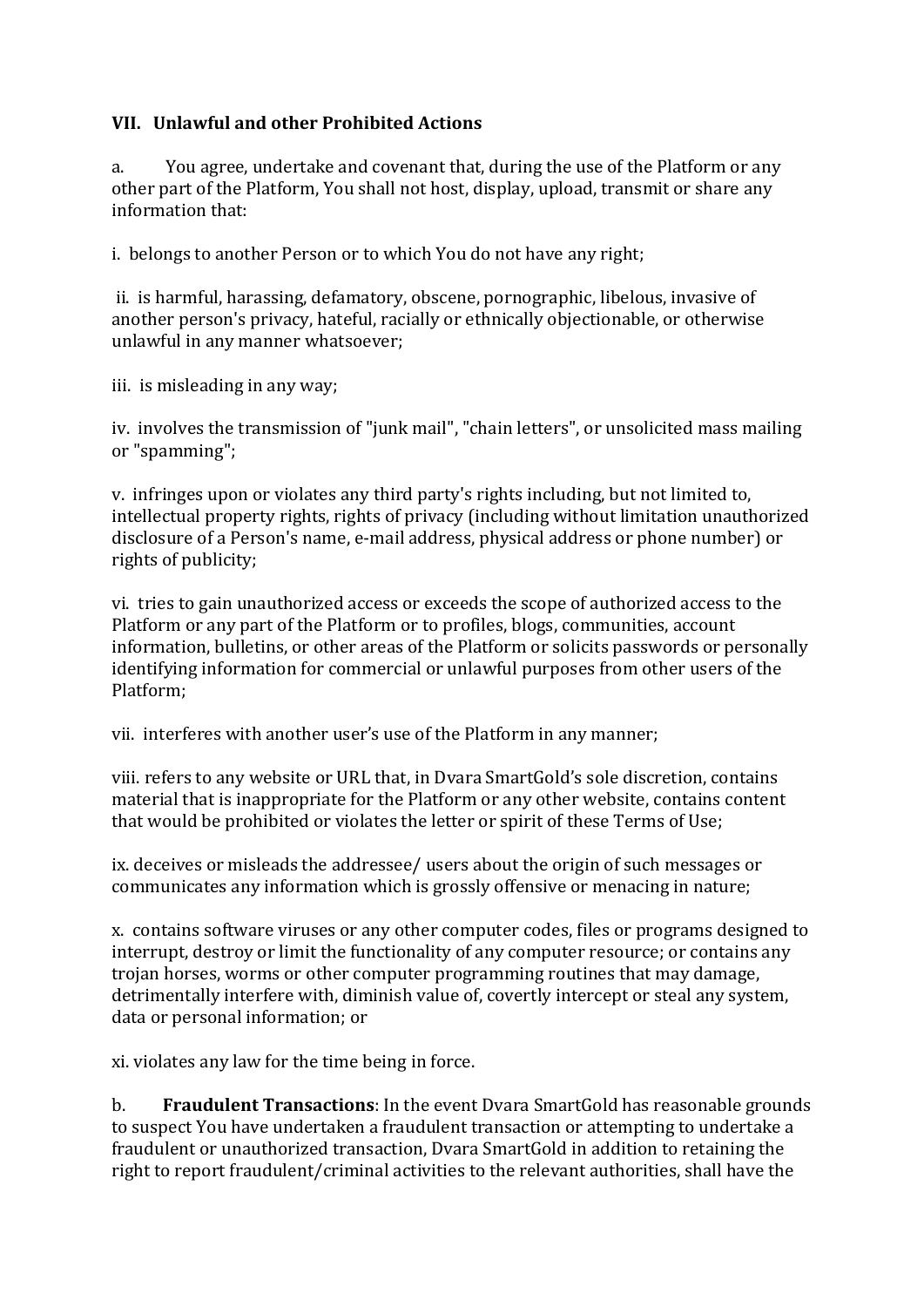### VII. Unlawful and other Prohibited Actions

a. You agree, undertake and covenant that, during the use of the Platform or any other part of the Platform, You shall not host, display, upload, transmit or share any information that:

i. belongs to another Person or to which You do not have any right;

ii. is harmful, harassing, defamatory, obscene, pornographic, libelous, invasive of another person's privacy, hateful, racially or ethnically objectionable, or otherwise unlawful in any manner whatsoever;

iii. is misleading in any way;

iv. involves the transmission of "junk mail", "chain letters", or unsolicited mass mailing or "spamming";

v. infringes upon or violates any third party's rights including, but not limited to, intellectual property rights, rights of privacy (including without limitation unauthorized disclosure of a Person's name, e-mail address, physical address or phone number) or rights of publicity;

vi. tries to gain unauthorized access or exceeds the scope of authorized access to the Platform or any part of the Platform or to profiles, blogs, communities, account information, bulletins, or other areas of the Platform or solicits passwords or personally identifying information for commercial or unlawful purposes from other users of the Platform;

vii. interferes with another user's use of the Platform in any manner;

viii. refers to any website or URL that, in Dvara SmartGold's sole discretion, contains material that is inappropriate for the Platform or any other website, contains content that would be prohibited or violates the letter or spirit of these Terms of Use;

ix. deceives or misleads the addressee/ users about the origin of such messages or communicates any information which is grossly offensive or menacing in nature;

x. contains software viruses or any other computer codes, files or programs designed to interrupt, destroy or limit the functionality of any computer resource; or contains any trojan horses, worms or other computer programming routines that may damage, detrimentally interfere with, diminish value of, covertly intercept or steal any system, data or personal information; or

xi. violates any law for the time being in force.

b. **Fraudulent Transactions**: In the event Dvara SmartGold has reasonable grounds to suspect You have undertaken a fraudulent transaction or attempting to undertake a fraudulent or unauthorized transaction, Dvara SmartGold in addition to retaining the right to report fraudulent/criminal activities to the relevant authorities, shall have the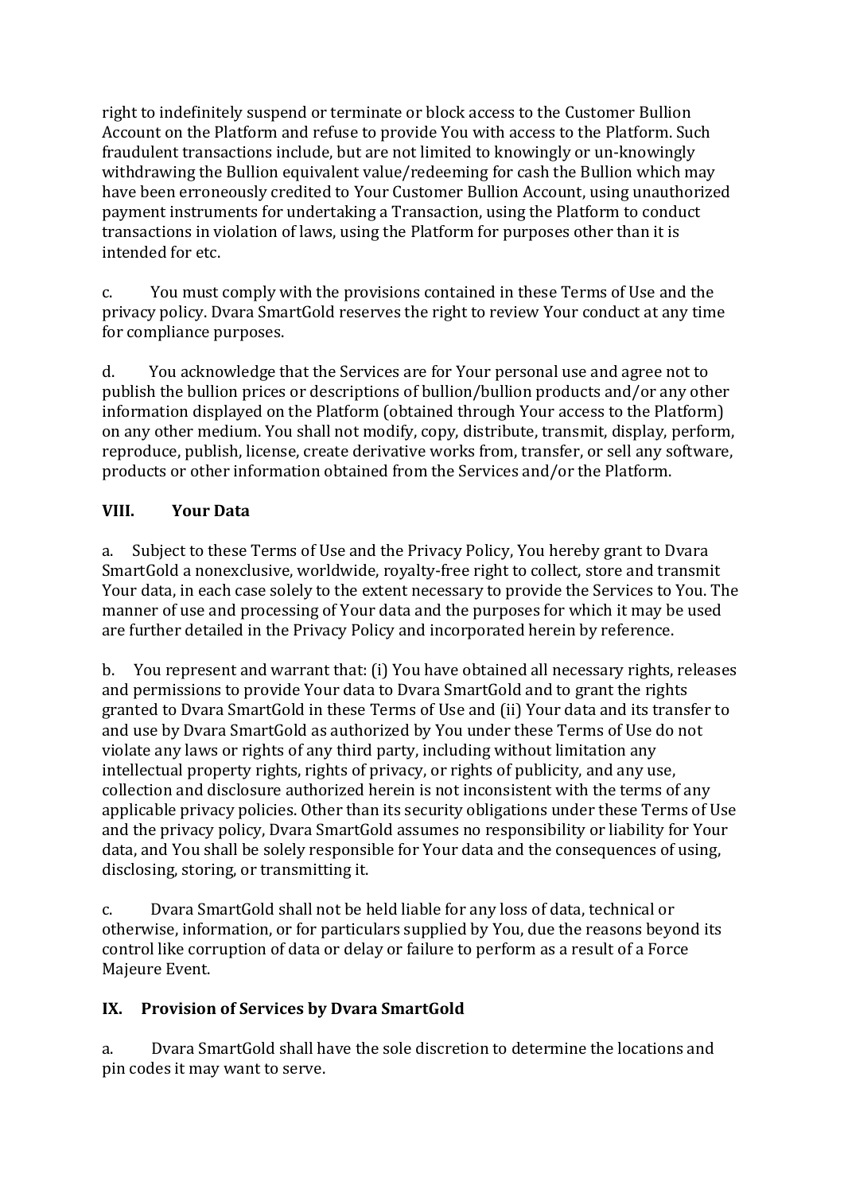right to indefinitely suspend or terminate or block access to the Customer Bullion Account on the Platform and refuse to provide You with access to the Platform. Such fraudulent transactions include, but are not limited to knowingly or un-knowingly withdrawing the Bullion equivalent value/redeeming for cash the Bullion which may have been erroneously credited to Your Customer Bullion Account, using unauthorized payment instruments for undertaking a Transaction, using the Platform to conduct transactions in violation of laws, using the Platform for purposes other than it is intended for etc.

c. You must comply with the provisions contained in these Terms of Use and the privacy policy. Dvara SmartGold reserves the right to review Your conduct at any time for compliance purposes.

d. You acknowledge that the Services are for Your personal use and agree not to publish the bullion prices or descriptions of bullion/bullion products and/or any other information displayed on the Platform (obtained through Your access to the Platform) on any other medium. You shall not modify, copy, distribute, transmit, display, perform, reproduce, publish, license, create derivative works from, transfer, or sell any software, products or other information obtained from the Services and/or the Platform.

## VIII. Your Data

a. Subject to these Terms of Use and the Privacy Policy, You hereby grant to Dvara SmartGold a nonexclusive, worldwide, royalty-free right to collect, store and transmit Your data, in each case solely to the extent necessary to provide the Services to You. The manner of use and processing of Your data and the purposes for which it may be used are further detailed in the Privacy Policy and incorporated herein by reference.

b. You represent and warrant that: (i) You have obtained all necessary rights, releases and permissions to provide Your data to Dvara SmartGold and to grant the rights granted to Dvara SmartGold in these Terms of Use and (ii) Your data and its transfer to and use by Dvara SmartGold as authorized by You under these Terms of Use do not violate any laws or rights of any third party, including without limitation any intellectual property rights, rights of privacy, or rights of publicity, and any use, collection and disclosure authorized herein is not inconsistent with the terms of any applicable privacy policies. Other than its security obligations under these Terms of Use and the privacy policy, Dvara SmartGold assumes no responsibility or liability for Your data, and You shall be solely responsible for Your data and the consequences of using, disclosing, storing, or transmitting it.

c. Dvara SmartGold shall not be held liable for any loss of data, technical or otherwise, information, or for particulars supplied by You, due the reasons beyond its control like corruption of data or delay or failure to perform as a result of a Force Majeure Event.

## IX. Provision of Services by Dvara SmartGold

a. Dvara SmartGold shall have the sole discretion to determine the locations and pin codes it may want to serve.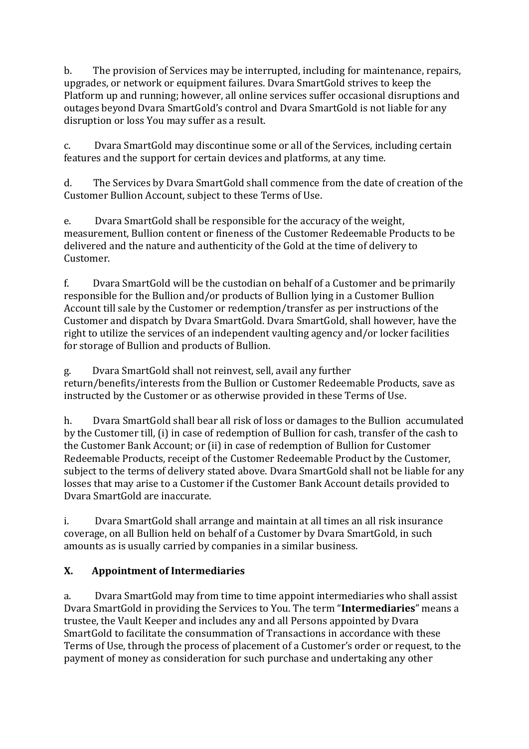b. The provision of Services may be interrupted, including for maintenance, repairs, upgrades, or network or equipment failures. Dvara SmartGold strives to keep the Platform up and running; however, all online services suffer occasional disruptions and outages beyond Dvara SmartGold's control and Dvara SmartGold is not liable for any disruption or loss You may suffer as a result.

c. Dvara SmartGold may discontinue some or all of the Services, including certain features and the support for certain devices and platforms, at any time.

d. The Services by Dvara SmartGold shall commence from the date of creation of the Customer Bullion Account, subject to these Terms of Use.

e. Dvara SmartGold shall be responsible for the accuracy of the weight, measurement, Bullion content or fineness of the Customer Redeemable Products to be delivered and the nature and authenticity of the Gold at the time of delivery to Customer.

f. Dvara SmartGold will be the custodian on behalf of a Customer and be primarily responsible for the Bullion and/or products of Bullion lying in a Customer Bullion Account till sale by the Customer or redemption/transfer as per instructions of the Customer and dispatch by Dvara SmartGold. Dvara SmartGold, shall however, have the right to utilize the services of an independent vaulting agency and/or locker facilities for storage of Bullion and products of Bullion.

g. Dvara SmartGold shall not reinvest, sell, avail any further return/benefits/interests from the Bullion or Customer Redeemable Products, save as instructed by the Customer or as otherwise provided in these Terms of Use.

h. Dvara SmartGold shall bear all risk of loss or damages to the Bullion accumulated by the Customer till, (i) in case of redemption of Bullion for cash, transfer of the cash to the Customer Bank Account; or (ii) in case of redemption of Bullion for Customer Redeemable Products, receipt of the Customer Redeemable Product by the Customer, subject to the terms of delivery stated above. Dvara SmartGold shall not be liable for any losses that may arise to a Customer if the Customer Bank Account details provided to Dvara SmartGold are inaccurate.

i. Dvara SmartGold shall arrange and maintain at all times an all risk insurance coverage, on all Bullion held on behalf of a Customer by Dvara SmartGold, in such amounts as is usually carried by companies in a similar business.

## X. Appointment of Intermediaries

a. Dvara SmartGold may from time to time appoint intermediaries who shall assist Dvara SmartGold in providing the Services to You. The term "**Intermediaries**" means a trustee, the Vault Keeper and includes any and all Persons appointed by Dvara SmartGold to facilitate the consummation of Transactions in accordance with these Terms of Use, through the process of placement of a Customer's order or request, to the payment of money as consideration for such purchase and undertaking any other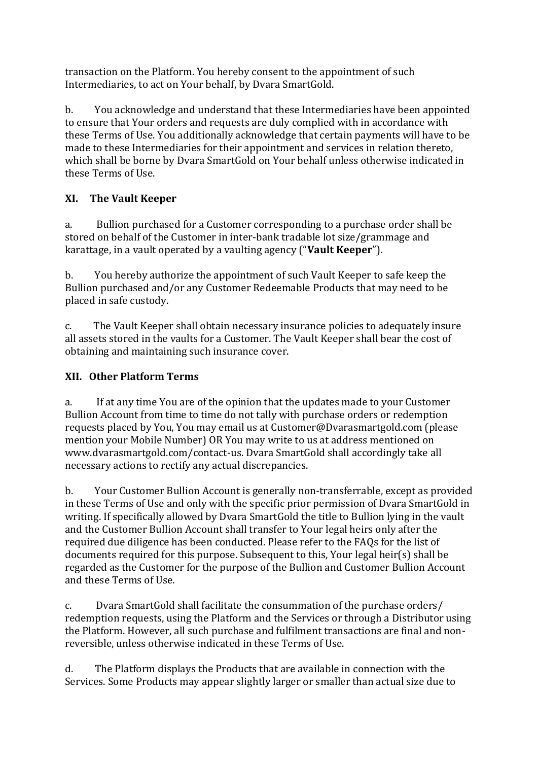transaction on the Platform. You hereby consent to the appointment of such Intermediaries, to act on Your behalf, by Dvara SmartGold.

b. You acknowledge and understand that these Intermediaries have been appointed to ensure that Your orders and requests are duly complied with in accordance with these Terms of Use. You additionally acknowledge that certain payments will have to be made to these Intermediaries for their appointment and services in relation thereto, which shall be borne by Dvara SmartGold on Your behalf unless otherwise indicated in these Terms of Use.

### XI. The Vault Keeper

a. Bullion purchased for a Customer corresponding to a purchase order shall be stored on behalf of the Customer in inter-bank tradable lot size/grammage and karattage, in a vault operated by a vaulting agency ("**Vault Keeper**").

b. You hereby authorize the appointment of such Vault Keeper to safe keep the Bullion purchased and/or any Customer Redeemable Products that may need to be placed in safe custody.

c. The Vault Keeper shall obtain necessary insurance policies to adequately insure all assets stored in the vaults for a Customer. The Vault Keeper shall bear the cost of obtaining and maintaining such insurance cover.

### XII. Other Platform Terms

a. If at any time You are of the opinion that the updates made to your Customer Bullion Account from time to time do not tally with purchase orders or redemption requests placed by You, You may email us at Customer@Dvarasmartgold.com (please mention your Mobile Number) OR You may write to us at address mentioned on www.dvarasmartgold.com/contact-us. Dvara SmartGold shall accordingly take all necessary actions to rectify any actual discrepancies.

b. Your Customer Bullion Account is generally non-transferrable, except as provided in these Terms of Use and only with the specific prior permission of Dvara SmartGold in writing. If specifically allowed by Dvara SmartGold the title to Bullion lying in the vault and the Customer Bullion Account shall transfer to Your legal heirs only after the required due diligence has been conducted. Please refer to the FAQs for the list of documents required for this purpose. Subsequent to this, Your legal heir(s) shall be regarded as the Customer for the purpose of the Bullion and Customer Bullion Account and these Terms of Use.

c. Dvara SmartGold shall facilitate the consummation of the purchase orders/ redemption requests, using the Platform and the Services or through a Distributor using the Platform. However, all such purchase and fulfilment transactions are final and non-reversible, unless otherwise indicated in these Terms of Use.

d. The Platform displays the Products that are available in connection with the Services. Some Products may appear slightly larger or smaller than actual size due to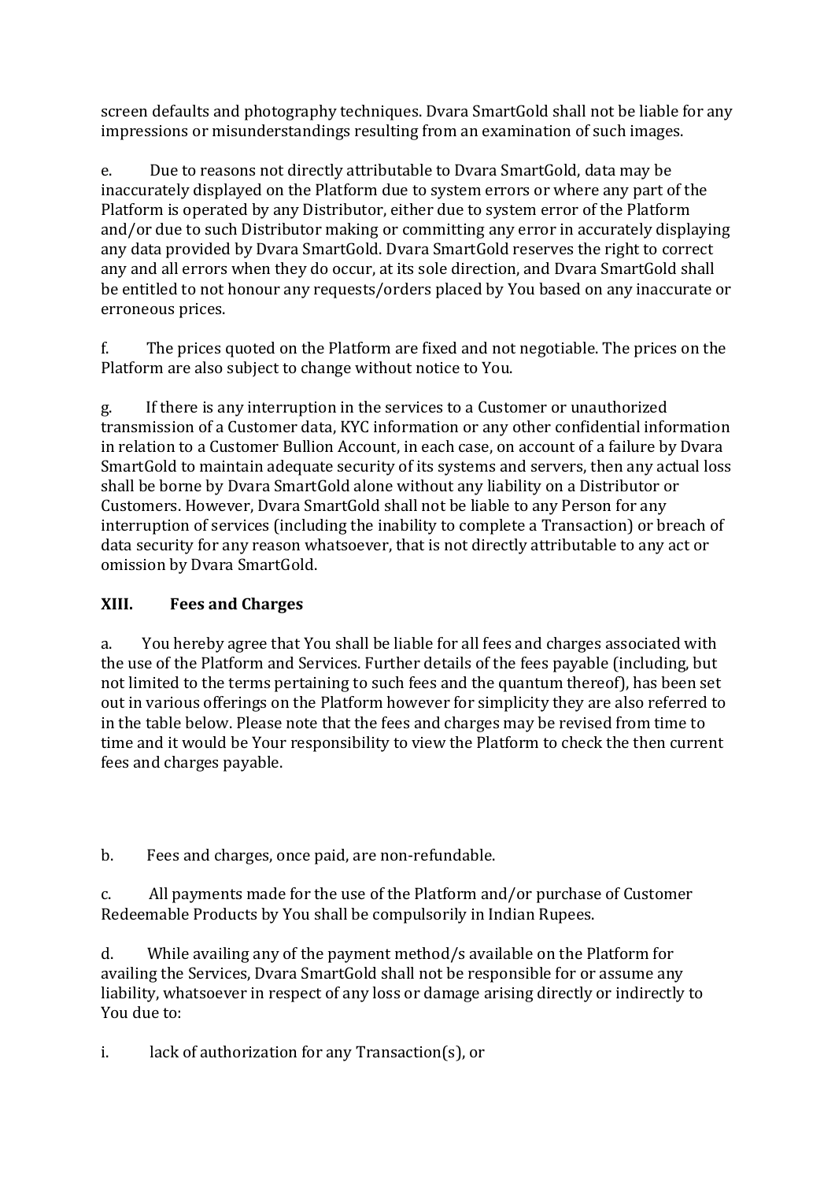screen defaults and photography techniques. Dvara SmartGold shall not be liable for any impressions or misunderstandings resulting from an examination of such images.

e. Due to reasons not directly attributable to Dvara SmartGold, data may be inaccurately displayed on the Platform due to system errors or where any part of the Platform is operated by any Distributor, either due to system error of the Platform and/or due to such Distributor making or committing any error in accurately displaying any data provided by Dvara SmartGold. Dvara SmartGold reserves the right to correct any and all errors when they do occur, at its sole direction, and Dvara SmartGold shall be entitled to not honour any requests/orders placed by You based on any inaccurate or erroneous prices.

f. The prices quoted on the Platform are fixed and not negotiable. The prices on the Platform are also subject to change without notice to You.

g. If there is any interruption in the services to a Customer or unauthorized transmission of a Customer data, KYC information or any other confidential information in relation to a Customer Bullion Account, in each case, on account of a failure by Dvara SmartGold to maintain adequate security of its systems and servers, then any actual loss shall be borne by Dvara SmartGold alone without any liability on a Distributor or Customers. However, Dvara SmartGold shall not be liable to any Person for any interruption of services (including the inability to complete a Transaction) or breach of data security for any reason whatsoever, that is not directly attributable to any act or omission by Dvara SmartGold.

## XIII. Fees and Charges

a. You hereby agree that You shall be liable for all fees and charges associated with the use of the Platform and Services. Further details of the fees payable (including, but not limited to the terms pertaining to such fees and the quantum thereof), has been set out in various offerings on the Platform however for simplicity they are also referred to in the table below. Please note that the fees and charges may be revised from time to time and it would be Your responsibility to view the Platform to check the then current fees and charges payable.

b. Fees and charges, once paid, are non-refundable.

c. All payments made for the use of the Platform and/or purchase of Customer Redeemable Products by You shall be compulsorily in Indian Rupees.

d. While availing any of the payment method/s available on the Platform for availing the Services, Dvara SmartGold shall not be responsible for or assume any liability, whatsoever in respect of any loss or damage arising directly or indirectly to You due to:

i. lack of authorization for any Transaction(s), or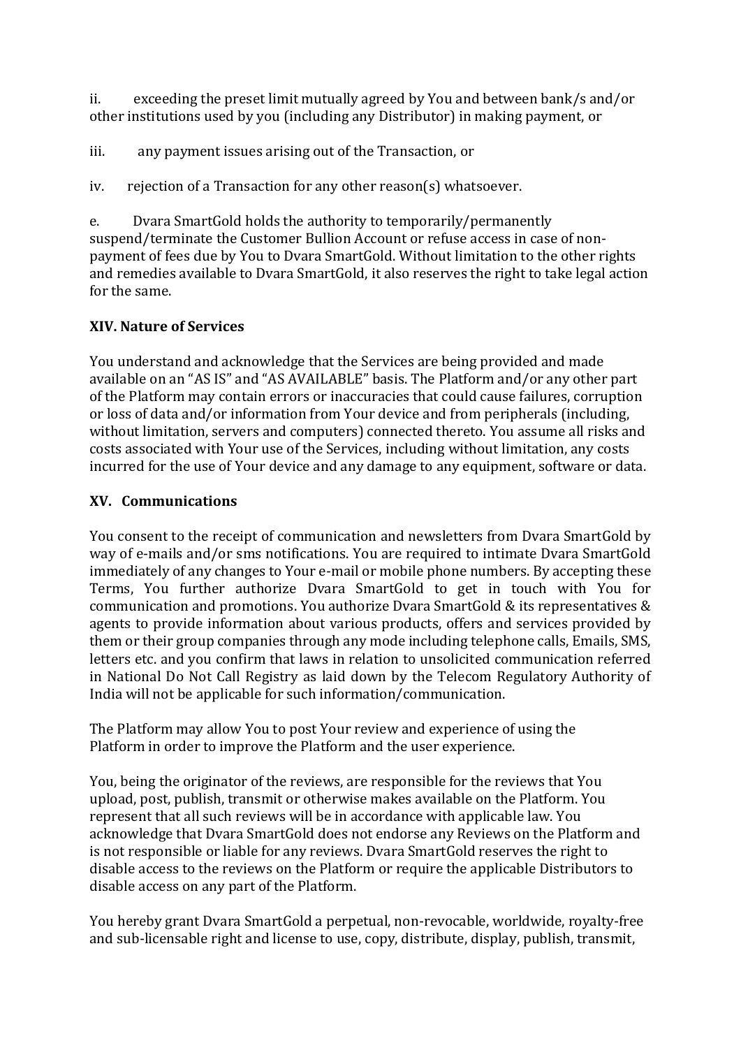ii. exceeding the preset limit mutually agreed by You and between bank/s and/or other institutions used by you (including any Distributor) in making payment, or

iii. any payment issues arising out of the Transaction, or

iv. rejection of a Transaction for any other reason(s) whatsoever.

e. Dvara SmartGold holds the authority to temporarily/permanently suspend/terminate the Customer Bullion Account or refuse access in case of non-payment of fees due by You to Dvara SmartGold. Without limitation to the other rights and remedies available to Dvara SmartGold, it also reserves the right to take legal action for the same.

### XIV. Nature of Services

You understand and acknowledge that the Services are being provided and made available on an "AS IS" and "AS AVAILABLE" basis. The Platform and/or any other part of the Platform may contain errors or inaccuracies that could cause failures, corruption or loss of data and/or information from Your device and from peripherals (including, without limitation, servers and computers) connected thereto. You assume all risks and costs associated with Your use of the Services, including without limitation, any costs incurred for the use of Your device and any damage to any equipment, software or data.

### XV. Communications

You consent to the receipt of communication and newsletters from Dvara SmartGold by way of e-mails and/or sms notifications. You are required to intimate Dvara SmartGold immediately of any changes to Your e-mail or mobile phone numbers. By accepting these Terms, You further authorize Dvara SmartGold to get in touch with You for communication and promotions. You authorize Dvara SmartGold & its representatives & agents to provide information about various products, offers and services provided by them or their group companies through any mode including telephone calls, Emails, SMS, letters etc. and you confirm that laws in relation to unsolicited communication referred in National Do Not Call Registry as laid down by the Telecom Regulatory Authority of India will not be applicable for such information/communication.

The Platform may allow You to post Your review and experience of using the Platform in order to improve the Platform and the user experience.

You, being the originator of the reviews, are responsible for the reviews that You upload, post, publish, transmit or otherwise makes available on the Platform. You represent that all such reviews will be in accordance with applicable law. You acknowledge that Dvara SmartGold does not endorse any Reviews on the Platform and is not responsible or liable for any reviews. Dvara SmartGold reserves the right to disable access to the reviews on the Platform or require the applicable Distributors to disable access on any part of the Platform.

You hereby grant Dvara SmartGold a perpetual, non-revocable, worldwide, royalty-free and sub-licensable right and license to use, copy, distribute, display, publish, transmit,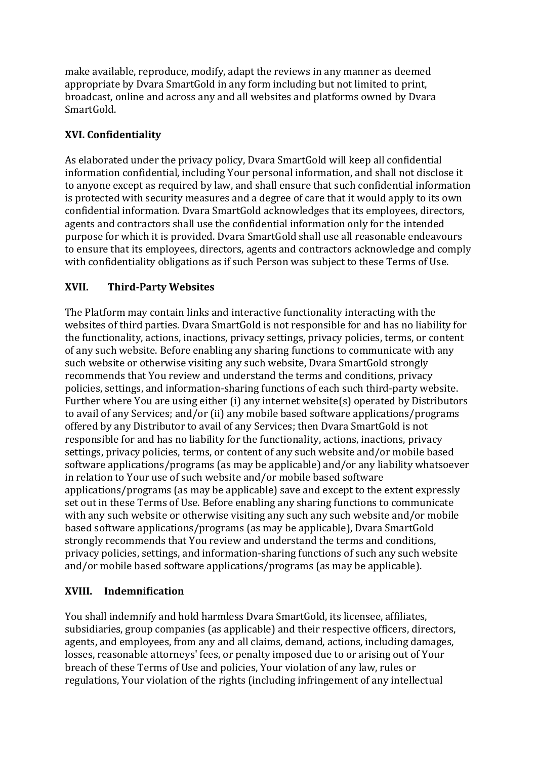make available, reproduce, modify, adapt the reviews in any manner as deemed appropriate by Dvara SmartGold in any form including but not limited to print, broadcast, online and across any and all websites and platforms owned by Dvara SmartGold.

## XVI. Confidentiality

As elaborated under the privacy policy, Dvara SmartGold will keep all confidential information confidential, including Your personal information, and shall not disclose it to anyone except as required by law, and shall ensure that such confidential information is protected with security measures and a degree of care that it would apply to its own confidential information. Dvara SmartGold acknowledges that its employees, directors, agents and contractors shall use the confidential information only for the intended purpose for which it is provided. Dvara SmartGold shall use all reasonable endeavours to ensure that its employees, directors, agents and contractors acknowledge and comply with confidentiality obligations as if such Person was subject to these Terms of Use.

## XVII. Third-Party Websites

The Platform may contain links and interactive functionality interacting with the websites of third parties. Dvara SmartGold is not responsible for and has no liability for the functionality, actions, inactions, privacy settings, privacy policies, terms, or content of any such website. Before enabling any sharing functions to communicate with any such website or otherwise visiting any such website, Dvara SmartGold strongly recommends that You review and understand the terms and conditions, privacy policies, settings, and information-sharing functions of each such third-party website. Further where You are using either (i) any internet website(s) operated by Distributors to avail of any Services; and/or (ii) any mobile based software applications/programs offered by any Distributor to avail of any Services; then Dvara SmartGold is not responsible for and has no liability for the functionality, actions, inactions, privacy settings, privacy policies, terms, or content of any such website and/or mobile based software applications/programs (as may be applicable) and/or any liability whatsoever in relation to Your use of such website and/or mobile based software applications/programs (as may be applicable) save and except to the extent expressly set out in these Terms of Use. Before enabling any sharing functions to communicate with any such website or otherwise visiting any such any such website and/or mobile based software applications/programs (as may be applicable), Dvara SmartGold strongly recommends that You review and understand the terms and conditions, privacy policies, settings, and information-sharing functions of such any such website and/or mobile based software applications/programs (as may be applicable).

## XVIII. Indemnification

You shall indemnify and hold harmless Dvara SmartGold, its licensee, affiliates, subsidiaries, group companies (as applicable) and their respective officers, directors, agents, and employees, from any and all claims, demand, actions, including damages, losses, reasonable attorneys' fees, or penalty imposed due to or arising out of Your breach of these Terms of Use and policies, Your violation of any law, rules or regulations, Your violation of the rights (including infringement of any intellectual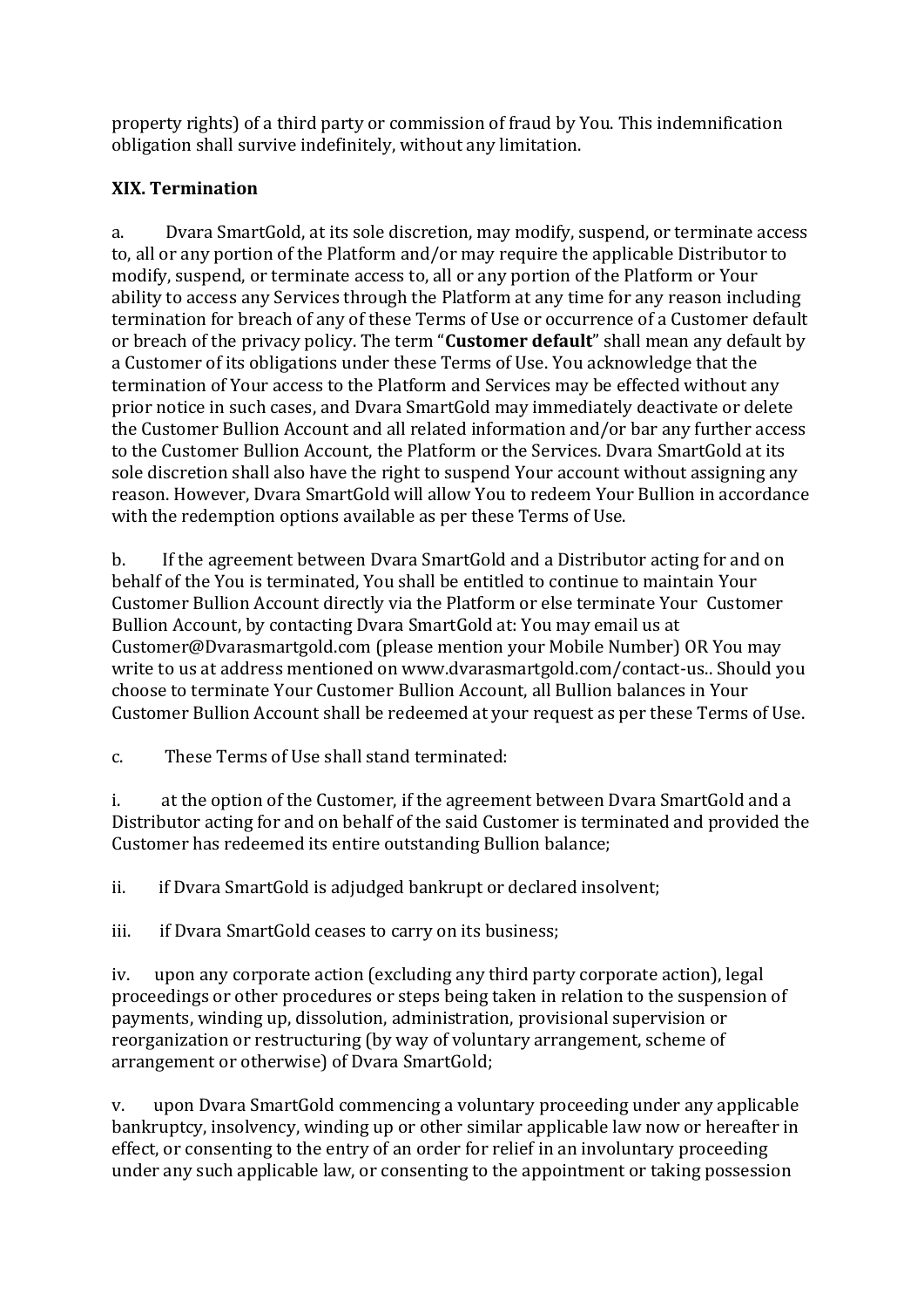property rights) of a third party or commission of fraud by You. This indemnification obligation shall survive indefinitely, without any limitation.

## XIX. Termination

a. Dvara SmartGold, at its sole discretion, may modify, suspend, or terminate access to, all or any portion of the Platform and/or may require the applicable Distributor to modify, suspend, or terminate access to, all or any portion of the Platform or Your ability to access any Services through the Platform at any time for any reason including termination for breach of any of these Terms of Use or occurrence of a Customer default or breach of the privacy policy. The term "**Customer default**" shall mean any default by a Customer of its obligations under these Terms of Use. You acknowledge that the termination of Your access to the Platform and Services may be effected without any prior notice in such cases, and Dvara SmartGold may immediately deactivate or delete the Customer Bullion Account and all related information and/or bar any further access to the Customer Bullion Account, the Platform or the Services. Dvara SmartGold at its sole discretion shall also have the right to suspend Your account without assigning any reason. However, Dvara SmartGold will allow You to redeem Your Bullion in accordance with the redemption options available as per these Terms of Use.

b. If the agreement between Dvara SmartGold and a Distributor acting for and on behalf of the You is terminated, You shall be entitled to continue to maintain Your Customer Bullion Account directly via the Platform or else terminate Your Customer Bullion Account, by contacting Dvara SmartGold at: You may email us at Customer@Dvarasmartgold.com (please mention your Mobile Number) OR You may write to us at address mentioned on www.dvarasmartgold.com/contact-us.. Should you choose to terminate Your Customer Bullion Account, all Bullion balances in Your Customer Bullion Account shall be redeemed at your request as per these Terms of Use.

c. These Terms of Use shall stand terminated:

i. at the option of the Customer, if the agreement between Dvara SmartGold and a Distributor acting for and on behalf of the said Customer is terminated and provided the Customer has redeemed its entire outstanding Bullion balance;

ii. if Dvara SmartGold is adjudged bankrupt or declared insolvent;

iii. if Dvara SmartGold ceases to carry on its business;

iv. upon any corporate action (excluding any third party corporate action), legal proceedings or other procedures or steps being taken in relation to the suspension of payments, winding up, dissolution, administration, provisional supervision or reorganization or restructuring (by way of voluntary arrangement, scheme of arrangement or otherwise) of Dvara SmartGold;

v. upon Dvara SmartGold commencing a voluntary proceeding under any applicable bankruptcy, insolvency, winding up or other similar applicable law now or hereafter in effect, or consenting to the entry of an order for relief in an involuntary proceeding under any such applicable law, or consenting to the appointment or taking possession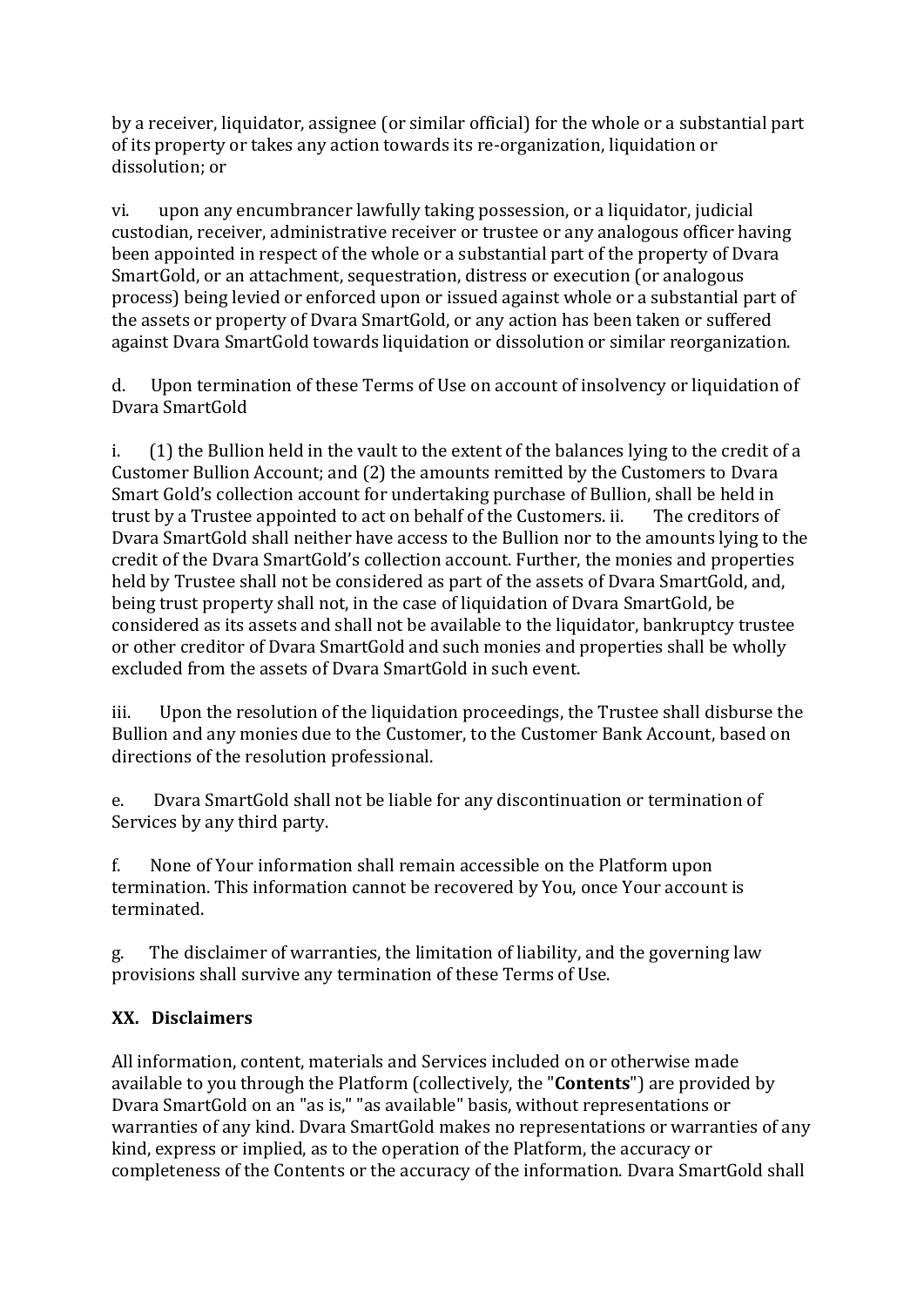by a receiver, liquidator, assignee (or similar official) for the whole or a substantial part of its property or takes any action towards its re-organization, liquidation or dissolution; or

vi. upon any encumbrancer lawfully taking possession, or a liquidator, judicial custodian, receiver, administrative receiver or trustee or any analogous officer having been appointed in respect of the whole or a substantial part of the property of Dvara SmartGold, or an attachment, sequestration, distress or execution (or analogous process) being levied or enforced upon or issued against whole or a substantial part of the assets or property of Dvara SmartGold, or any action has been taken or suffered against Dvara SmartGold towards liquidation or dissolution or similar reorganization.

d. Upon termination of these Terms of Use on account of insolvency or liquidation of Dvara SmartGold

i. (1) the Bullion held in the vault to the extent of the balances lying to the credit of a Customer Bullion Account; and (2) the amounts remitted by the Customers to Dvara Smart Gold's collection account for undertaking purchase of Bullion, shall be held in trust by a Trustee appointed to act on behalf of the Customers. ii. The creditors of Dvara SmartGold shall neither have access to the Bullion nor to the amounts lying to the credit of the Dvara SmartGold's collection account. Further, the monies and properties held by Trustee shall not be considered as part of the assets of Dvara SmartGold, and, being trust property shall not, in the case of liquidation of Dvara SmartGold, be considered as its assets and shall not be available to the liquidator, bankruptcy trustee or other creditor of Dvara SmartGold and such monies and properties shall be wholly excluded from the assets of Dvara SmartGold in such event.

iii. Upon the resolution of the liquidation proceedings, the Trustee shall disburse the Bullion and any monies due to the Customer, to the Customer Bank Account, based on directions of the resolution professional.

e. Dvara SmartGold shall not be liable for any discontinuation or termination of Services by any third party.

f. None of Your information shall remain accessible on the Platform upon termination. This information cannot be recovered by You, once Your account is terminated.

g. The disclaimer of warranties, the limitation of liability, and the governing law provisions shall survive any termination of these Terms of Use.

## XX. Disclaimers

All information, content, materials and Services included on or otherwise made available to you through the Platform (collectively, the "**Contents**") are provided by Dvara SmartGold on an "as is," "as available" basis, without representations or warranties of any kind. Dvara SmartGold makes no representations or warranties of any kind, express or implied, as to the operation of the Platform, the accuracy or completeness of the Contents or the accuracy of the information. Dvara SmartGold shall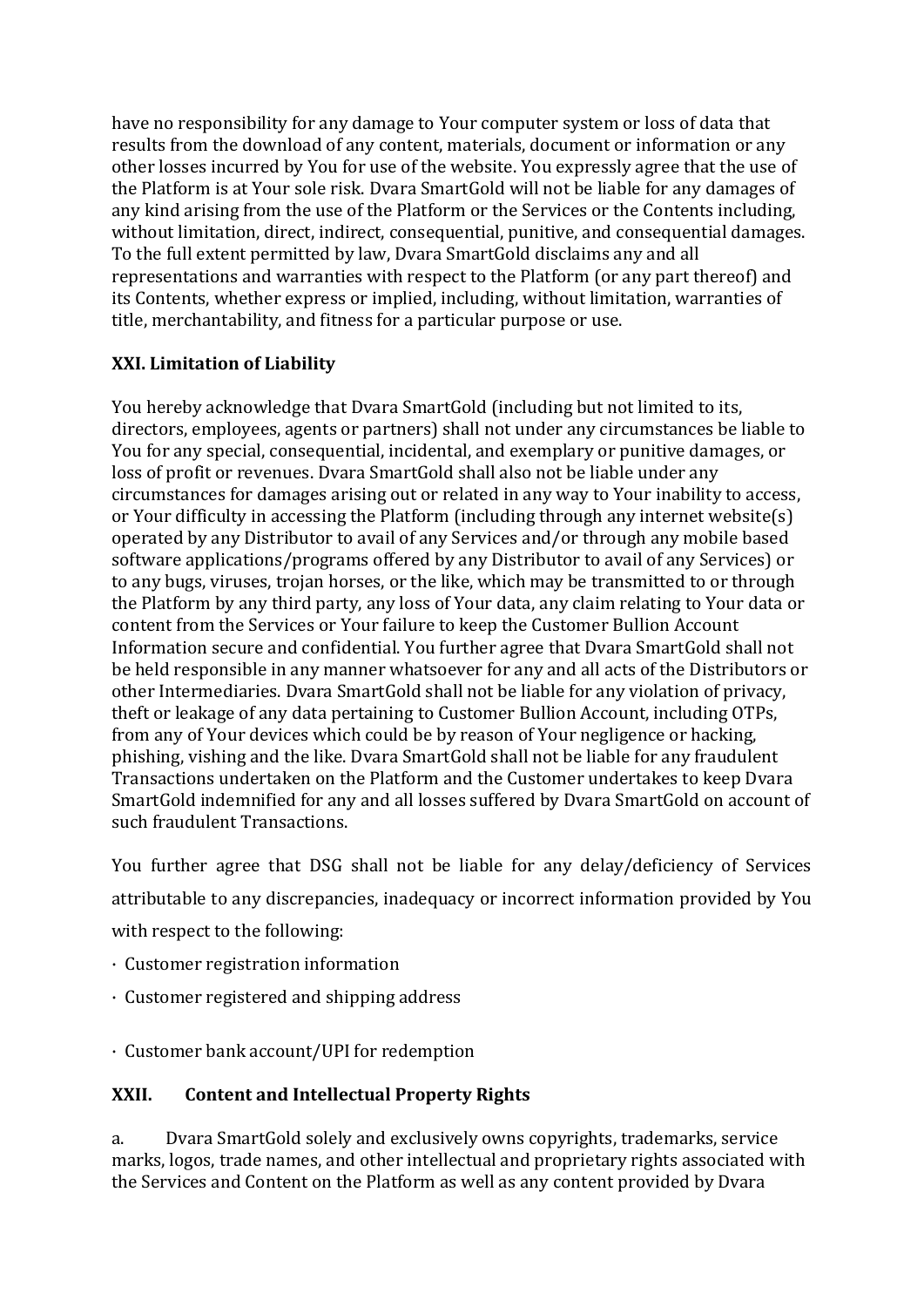have no responsibility for any damage to Your computer system or loss of data that results from the download of any content, materials, document or information or any other losses incurred by You for use of the website. You expressly agree that the use of the Platform is at Your sole risk. Dvara SmartGold will not be liable for any damages of any kind arising from the use of the Platform or the Services or the Contents including, without limitation, direct, indirect, consequential, punitive, and consequential damages. To the full extent permitted by law, Dvara SmartGold disclaims any and all representations and warranties with respect to the Platform (or any part thereof) and its Contents, whether express or implied, including, without limitation, warranties of title, merchantability, and fitness for a particular purpose or use.

## XXI. Limitation of Liability

You hereby acknowledge that Dvara SmartGold (including but not limited to its, directors, employees, agents or partners) shall not under any circumstances be liable to You for any special, consequential, incidental, and exemplary or punitive damages, or loss of profit or revenues. Dvara SmartGold shall also not be liable under any circumstances for damages arising out or related in any way to Your inability to access, or Your difficulty in accessing the Platform (including through any internet website(s) operated by any Distributor to avail of any Services and/or through any mobile based software applications/programs offered by any Distributor to avail of any Services) or to any bugs, viruses, trojan horses, or the like, which may be transmitted to or through the Platform by any third party, any loss of Your data, any claim relating to Your data or content from the Services or Your failure to keep the Customer Bullion Account Information secure and confidential. You further agree that Dvara SmartGold shall not be held responsible in any manner whatsoever for any and all acts of the Distributors or other Intermediaries. Dvara SmartGold shall not be liable for any violation of privacy, theft or leakage of any data pertaining to Customer Bullion Account, including OTPs, from any of Your devices which could be by reason of Your negligence or hacking, phishing, vishing and the like. Dvara SmartGold shall not be liable for any fraudulent Transactions undertaken on the Platform and the Customer undertakes to keep Dvara SmartGold indemnified for any and all losses suffered by Dvara SmartGold on account of such fraudulent Transactions.

You further agree that DSG shall not be liable for any delay/deficiency of Services attributable to any discrepancies, inadequacy or incorrect information provided by You with respect to the following:

- Customer registration information
- Customer registered and shipping address
- Customer bank account/UPI for redemption

## XXII. Content and Intellectual Property Rights

a. Dvara SmartGold solely and exclusively owns copyrights, trademarks, service marks, logos, trade names, and other intellectual and proprietary rights associated with the Services and Content on the Platform as well as any content provided by Dvara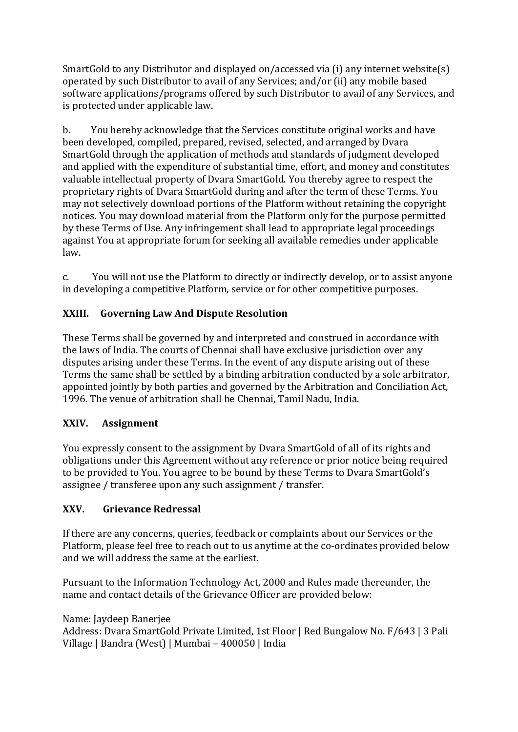SmartGold to any Distributor and displayed on/accessed via (i) any internet website(s) operated by such Distributor to avail of any Services; and/or (ii) any mobile based software applications/programs offered by such Distributor to avail of any Services, and is protected under applicable law.

b. You hereby acknowledge that the Services constitute original works and have been developed, compiled, prepared, revised, selected, and arranged by Dvara SmartGold through the application of methods and standards of judgment developed and applied with the expenditure of substantial time, effort, and money and constitutes valuable intellectual property of Dvara SmartGold. You thereby agree to respect the proprietary rights of Dvara SmartGold during and after the term of these Terms. You may not selectively download portions of the Platform without retaining the copyright notices. You may download material from the Platform only for the purpose permitted by these Terms of Use. Any infringement shall lead to appropriate legal proceedings against You at appropriate forum for seeking all available remedies under applicable law.

c. You will not use the Platform to directly or indirectly develop, or to assist anyone in developing a competitive Platform, service or for other competitive purposes.

## XXIII. Governing Law And Dispute Resolution

These Terms shall be governed by and interpreted and construed in accordance with the laws of India. The courts of Chennai shall have exclusive jurisdiction over any disputes arising under these Terms. In the event of any dispute arising out of these Terms the same shall be settled by a binding arbitration conducted by a sole arbitrator, appointed jointly by both parties and governed by the Arbitration and Conciliation Act, 1996. The venue of arbitration shall be Chennai, Tamil Nadu, India.

## XXIV. Assignment

You expressly consent to the assignment by Dvara SmartGold of all of its rights and obligations under this Agreement without any reference or prior notice being required to be provided to You. You agree to be bound by these Terms to Dvara SmartGold's assignee / transferee upon any such assignment / transfer.

## XXV. Grievance Redressal

If there are any concerns, queries, feedback or complaints about our Services or the Platform, please feel free to reach out to us anytime at the co-ordinates provided below and we will address the same at the earliest.

Pursuant to the Information Technology Act, 2000 and Rules made thereunder, the name and contact details of the Grievance Officer are provided below:

Name: Jaydeep Banerjee
Address: Dvara SmartGold Private Limited, 1st Floor | Red Bungalow No. F/643 | 3 Pali Village | Bandra (West) | Mumbai – 400050 | India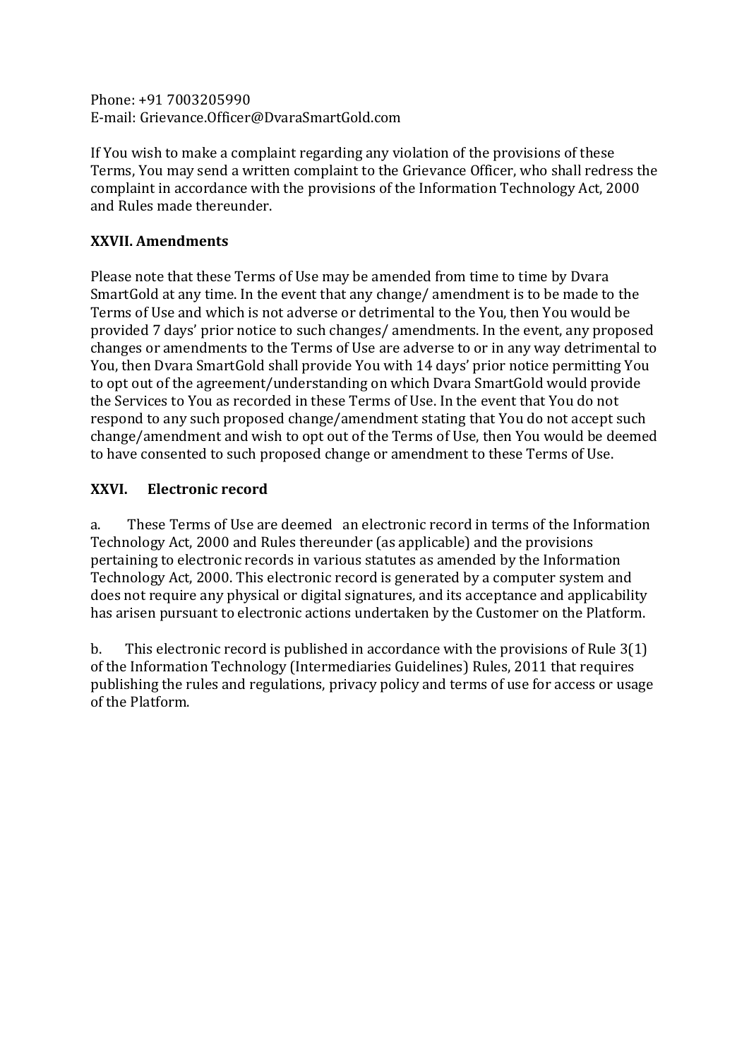Phone: +91 7003205990
E-mail: Grievance.Officer@DvaraSmartGold.com

If You wish to make a complaint regarding any violation of the provisions of these Terms, You may send a written complaint to the Grievance Officer, who shall redress the complaint in accordance with the provisions of the Information Technology Act, 2000 and Rules made thereunder.

**XXVII. Amendments**

Please note that these Terms of Use may be amended from time to time by Dvara SmartGold at any time. In the event that any change/ amendment is to be made to the Terms of Use and which is not adverse or detrimental to the You, then You would be provided 7 days' prior notice to such changes/ amendments. In the event, any proposed changes or amendments to the Terms of Use are adverse to or in any way detrimental to You, then Dvara SmartGold shall provide You with 14 days' prior notice permitting You to opt out of the agreement/understanding on which Dvara SmartGold would provide the Services to You as recorded in these Terms of Use. In the event that You do not respond to any such proposed change/amendment stating that You do not accept such change/amendment and wish to opt out of the Terms of Use, then You would be deemed to have consented to such proposed change or amendment to these Terms of Use.

**XXVI. Electronic record**

a. These Terms of Use are deemed an electronic record in terms of the Information Technology Act, 2000 and Rules thereunder (as applicable) and the provisions pertaining to electronic records in various statutes as amended by the Information Technology Act, 2000. This electronic record is generated by a computer system and does not require any physical or digital signatures, and its acceptance and applicability has arisen pursuant to electronic actions undertaken by the Customer on the Platform.

b. This electronic record is published in accordance with the provisions of Rule 3(1) of the Information Technology (Intermediaries Guidelines) Rules, 2011 that requires publishing the rules and regulations, privacy policy and terms of use for access or usage of the Platform.